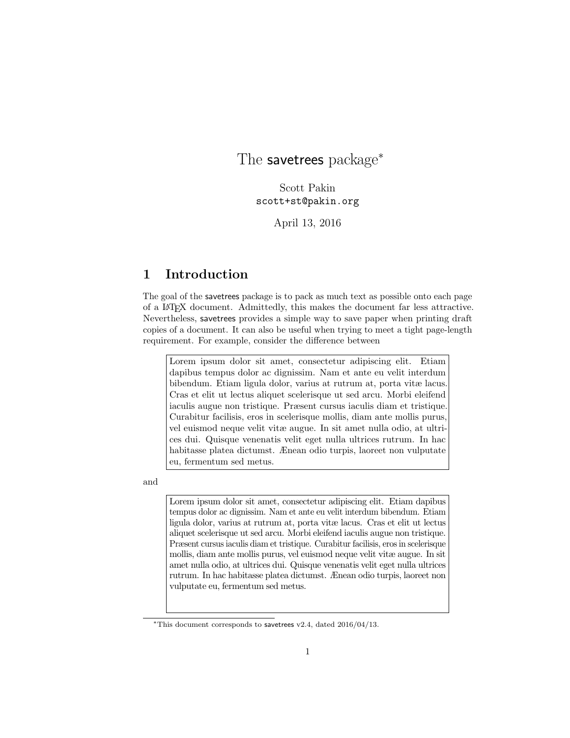# The savetrees package*

Scott Pakin
scott+st@pakin.org

April 13, 2016

## 1 Introduction

The goal of the savetrees package is to pack as much text as possible onto each page of a LaTeX document. Admittedly, this makes the document far less attractive. Nevertheless, savetrees provides a simple way to save paper when printing draft copies of a document. It can also be useful when trying to meet a tight page-length requirement. For example, consider the difference between

> Lorem ipsum dolor sit amet, consectetur adipiscing elit. Etiam dapibus tempus dolor ac dignissim. Nam et ante eu velit interdum bibendum. Etiam ligula dolor, varius at rutrum at, porta vitæ lacus. Cras et elit ut lectus aliquet scelerisque ut sed arcu. Morbi eleifend iaculis augue non tristique. Præsent cursus iaculis diam et tristique. Curabitur facilisis, eros in scelerisque mollis, diam ante mollis purus, vel euismod neque velit vitæ augue. In sit amet nulla odio, at ultrices dui. Quisque venenatis velit eget nulla ultrices rutrum. In hac habitasse platea dictumst. Ænean odio turpis, laoreet non vulputate eu, fermentum sed metus.

and

> Lorem ipsum dolor sit amet, consectetur adipiscing elit. Etiam dapibus tempus dolor ac dignissim. Nam et ante eu velit interdum bibendum. Etiam ligula dolor, varius at rutrum at, porta vitæ lacus. Cras et elit ut lectus aliquet scelerisque ut sed arcu. Morbi eleifend iaculis augue non tristique. Præsent cursus iaculis diam et tristique. Curabitur facilisis, eros in scelerisque mollis, diam ante mollis purus, vel euismod neque velit vitæ augue. In sit amet nulla odio, at ultrices dui. Quisque venenatis velit eget nulla ultrices rutrum. In hac habitasse platea dictumst. Ænean odio turpis, laoreet non vulputate eu, fermentum sed metus.

*This document corresponds to savetrees v2.4, dated 2016/04/13.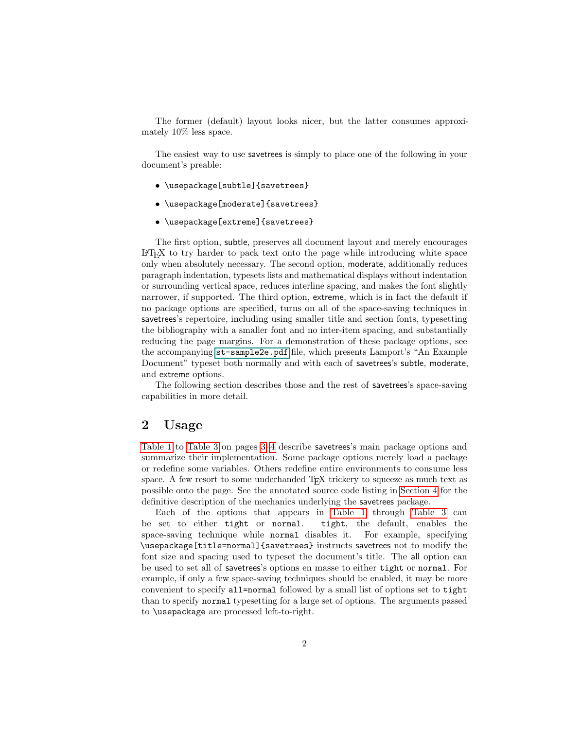The former (default) layout looks nicer, but the latter consumes approximately 10% less space.

The easiest way to use savetrees is simply to place one of the following in your document's preable:

- `\usepackage[subtle]{savetrees}`
- `\usepackage[moderate]{savetrees}`
- `\usepackage[extreme]{savetrees}`

The first option, subtle, preserves all document layout and merely encourages LaTeX to try harder to pack text onto the page while introducing white space only when absolutely necessary. The second option, moderate, additionally reduces paragraph indentation, typesets lists and mathematical displays without indentation or surrounding vertical space, reduces interline spacing, and makes the font slightly narrower, if supported. The third option, extreme, which is in fact the default if no package options are specified, turns on all of the space-saving techniques in savetrees's repertoire, including using smaller title and section fonts, typesetting the bibliography with a smaller font and no inter-item spacing, and substantially reducing the page margins. For a demonstration of these package options, see the accompanying `st-sample2e.pdf` file, which presents Lamport's "An Example Document" typeset both normally and with each of savetrees's subtle, moderate, and extreme options.

The following section describes those and the rest of savetrees's space-saving capabilities in more detail.

## 2 Usage

Table 1 to Table 3 on pages 3–4 describe savetrees's main package options and summarize their implementation. Some package options merely load a package or redefine some variables. Others redefine entire environments to consume less space. A few resort to some underhanded TeX trickery to squeeze as much text as possible onto the page. See the annotated source code listing in Section 4 for the definitive description of the mechanics underlying the savetrees package.

Each of the options that appears in Table 1 through Table 3 can be set to either `tight` or `normal`. `tight`, the default, enables the space-saving technique while `normal` disables it. For example, specifying `\usepackage[title=normal]{savetrees}` instructs savetrees not to modify the font size and spacing used to typeset the document's title. The all option can be used to set all of savetrees's options en masse to either `tight` or `normal`. For example, if only a few space-saving techniques should be enabled, it may be more convenient to specify `all=normal` followed by a small list of options set to `tight` than to specify `normal` typesetting for a large set of options. The arguments passed to `\usepackage` are processed left-to-right.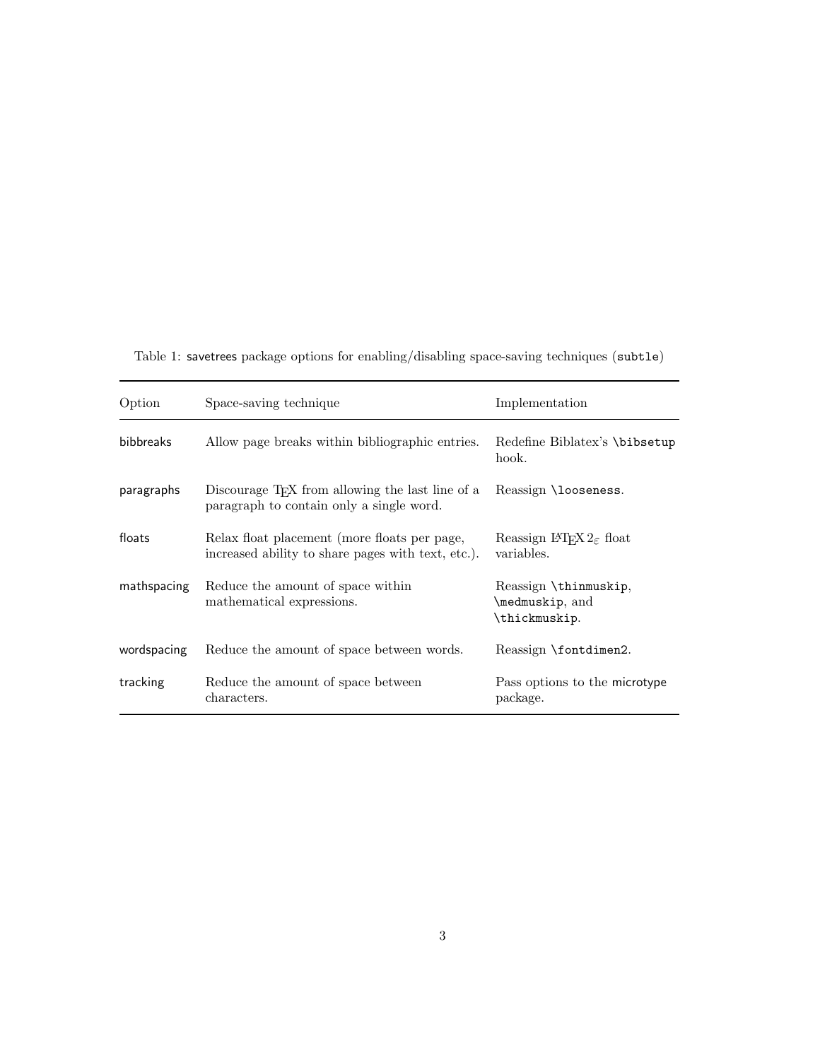Table 1: savetrees package options for enabling/disabling space-saving techniques (`subtle`)

| Option | Space-saving technique | Implementation |
|---|---|---|
| bibbreaks | Allow page breaks within bibliographic entries. | Redefine Biblatex's `\bibsetup` hook. |
| paragraphs | Discourage TEX from allowing the last line of a paragraph to contain only a single word. | Reassign `\looseness`. |
| floats | Relax float placement (more floats per page, increased ability to share pages with text, etc.). | Reassign LATEX $2_\varepsilon$ float variables. |
| mathspacing | Reduce the amount of space within mathematical expressions. | Reassign `\thinmuskip`, `\medmuskip`, and `\thickmuskip`. |
| wordspacing | Reduce the amount of space between words. | Reassign `\fontdimen2`. |
| tracking | Reduce the amount of space between characters. | Pass options to the microtype package. |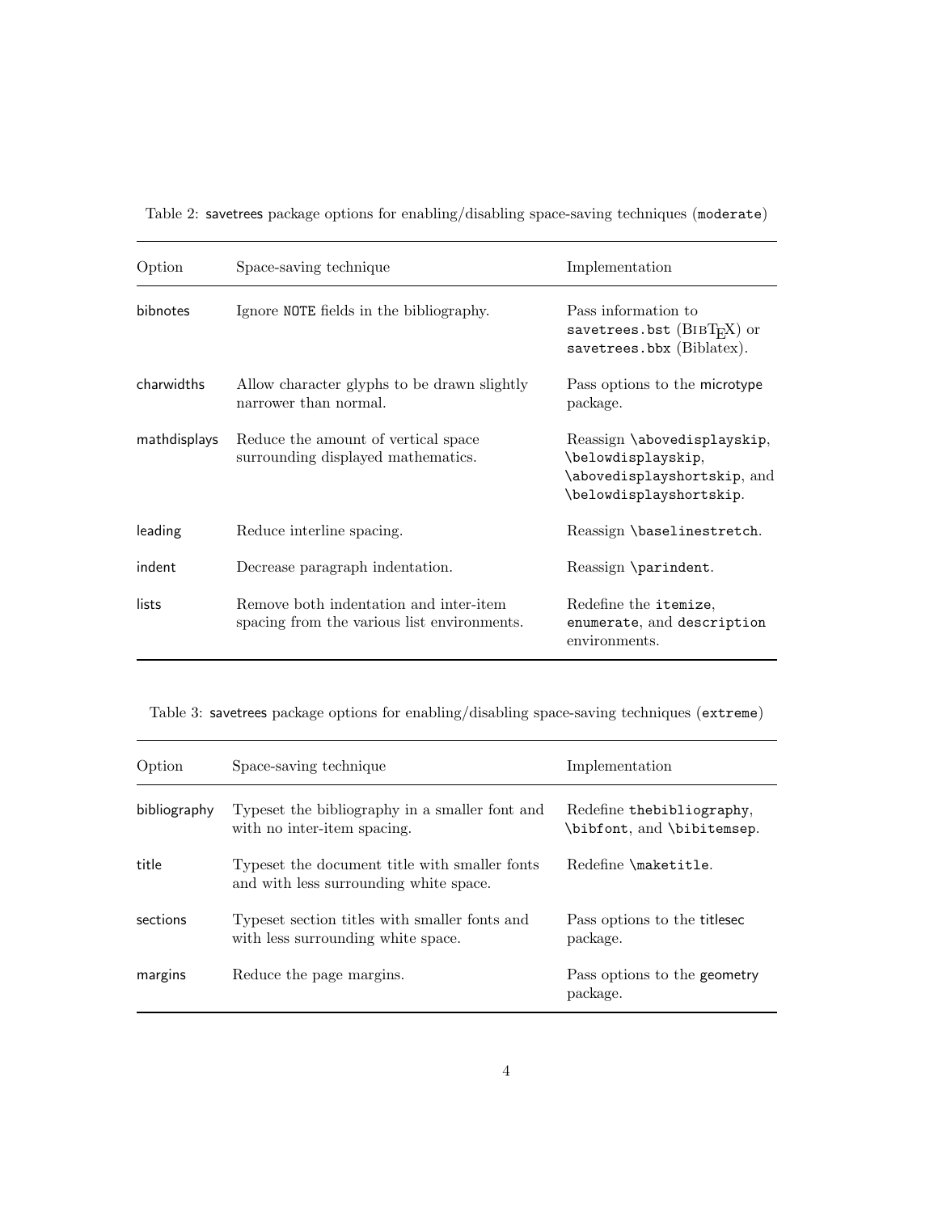Table 2: savetrees package options for enabling/disabling space-saving techniques (`moderate`)

| Option | Space-saving technique | Implementation |
|---|---|---|
| bibnotes | Ignore `NOTE` fields in the bibliography. | Pass information to `savetrees.bst` (BibTeX) or `savetrees.bbx` (Biblatex). |
| charwidths | Allow character glyphs to be drawn slightly narrower than normal. | Pass options to the microtype package. |
| mathdisplays | Reduce the amount of vertical space surrounding displayed mathematics. | Reassign `\abovedisplayskip`, `\belowdisplayskip`, `\abovedisplayshortskip`, and `\belowdisplayshortskip`. |
| leading | Reduce interline spacing. | Reassign `\baselinestretch`. |
| indent | Decrease paragraph indentation. | Reassign `\parindent`. |
| lists | Remove both indentation and inter-item spacing from the various list environments. | Redefine the `itemize`, `enumerate`, and `description` environments. |

Table 3: savetrees package options for enabling/disabling space-saving techniques (`extreme`)

| Option | Space-saving technique | Implementation |
|---|---|---|
| bibliography | Typeset the bibliography in a smaller font and with no inter-item spacing. | Redefine `thebibliography`, `\bibfont`, and `\bibitemsep`. |
| title | Typeset the document title with smaller fonts and with less surrounding white space. | Redefine `\maketitle`. |
| sections | Typeset section titles with smaller fonts and with less surrounding white space. | Pass options to the titlesec package. |
| margins | Reduce the page margins. | Pass options to the geometry package. |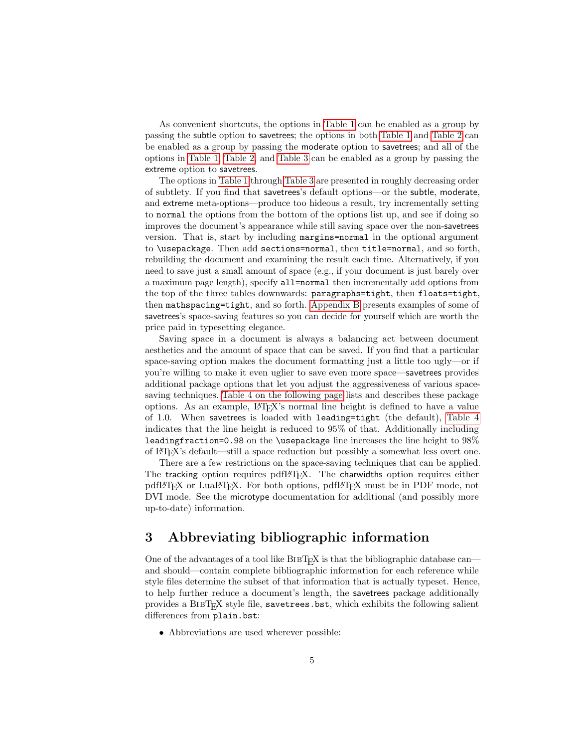As convenient shortcuts, the options in Table 1 can be enabled as a group by passing the subtle option to savetrees; the options in both Table 1 and Table 2 can be enabled as a group by passing the moderate option to savetrees; and all of the options in Table 1, Table 2, and Table 3 can be enabled as a group by passing the extreme option to savetrees.

The options in Table 1 through Table 3 are presented in roughly decreasing order of subtlety. If you find that savetrees's default options—or the subtle, moderate, and extreme meta-options—produce too hideous a result, try incrementally setting to `normal` the options from the bottom of the options list up, and see if doing so improves the document's appearance while still saving space over the non-savetrees version. That is, start by including `margins=normal` in the optional argument to `\usepackage`. Then add `sections=normal`, then `title=normal`, and so forth, rebuilding the document and examining the result each time. Alternatively, if you need to save just a small amount of space (e.g., if your document is just barely over a maximum page length), specify `all=normal` then incrementally add options from the top of the three tables downwards: `paragraphs=tight`, then `floats=tight`, then `mathspacing=tight`, and so forth. Appendix B presents examples of some of savetrees's space-saving features so you can decide for yourself which are worth the price paid in typesetting elegance.

Saving space in a document is always a balancing act between document aesthetics and the amount of space that can be saved. If you find that a particular space-saving option makes the document formatting just a little too ugly—or if you're willing to make it even uglier to save even more space—savetrees provides additional package options that let you adjust the aggressiveness of various space-saving techniques. Table 4 on the following page lists and describes these package options. As an example, LaTeX's normal line height is defined to have a value of 1.0. When savetrees is loaded with `leading=tight` (the default), Table 4 indicates that the line height is reduced to 95% of that. Additionally including `leadingfraction=0.98` on the `\usepackage` line increases the line height to 98% of LaTeX's default—still a space reduction but possibly a somewhat less overt one.

There are a few restrictions on the space-saving techniques that can be applied. The tracking option requires pdfLaTeX. The charwidths option requires either pdfLaTeX or LuaLaTeX. For both options, pdfLaTeX must be in PDF mode, not DVI mode. See the microtype documentation for additional (and possibly more up-to-date) information.

## 3 Abbreviating bibliographic information

One of the advantages of a tool like BibTeX is that the bibliographic database can—and should—contain complete bibliographic information for each reference while style files determine the subset of that information that is actually typeset. Hence, to help further reduce a document's length, the savetrees package additionally provides a BibTeX style file, `savetrees.bst`, which exhibits the following salient differences from `plain.bst`:

- Abbreviations are used wherever possible: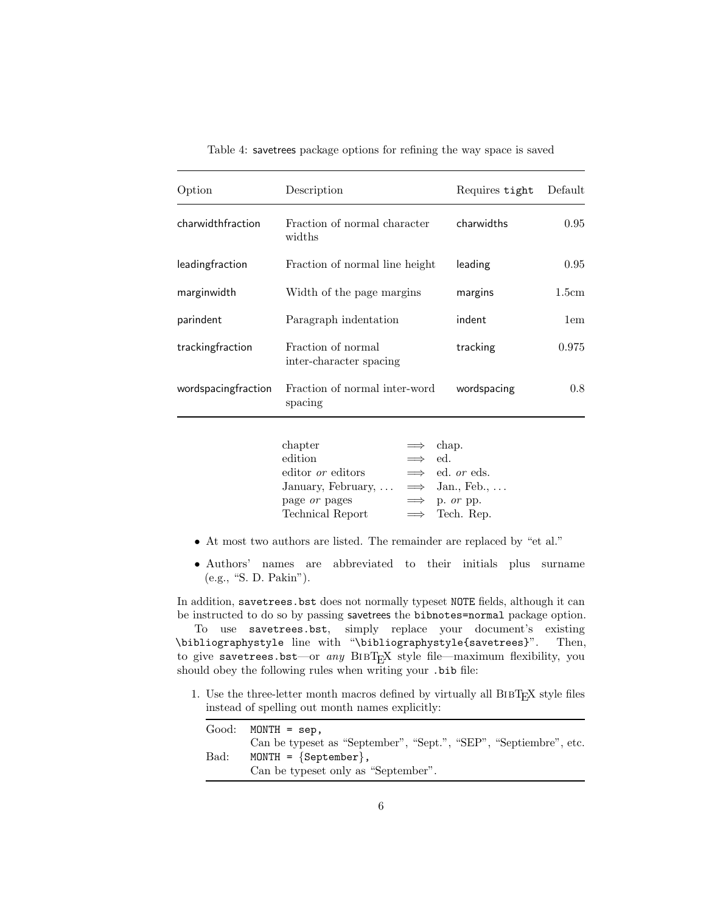Table 4: savetrees package options for refining the way space is saved

| Option | Description | Requires `tight` | Default |
|---|---|---|---|
| charwidthfraction | Fraction of normal character widths | charwidths | 0.95 |
| leadingfraction | Fraction of normal line height | leading | 0.95 |
| marginwidth | Width of the page margins | margins | 1.5cm |
| parindent | Paragraph indentation | indent | 1em |
| trackingfraction | Fraction of normal inter-character spacing | tracking | 0.975 |
| wordspacingfraction | Fraction of normal inter-word spacing | wordspacing | 0.8 |

| | | |
|---|---|---|
| chapter | $\Longrightarrow$ | chap. |
| edition | $\Longrightarrow$ | ed. |
| editor *or* editors | $\Longrightarrow$ | ed. *or* eds. |
| January, February, ... | $\Longrightarrow$ | Jan., Feb., ... |
| page *or* pages | $\Longrightarrow$ | p. *or* pp. |
| Technical Report | $\Longrightarrow$ | Tech. Rep. |

- At most two authors are listed. The remainder are replaced by "et al."
- Authors' names are abbreviated to their initials plus surname (e.g., "S. D. Pakin").

In addition, `savetrees.bst` does not normally typeset `NOTE` fields, although it can be instructed to do so by passing savetrees the `bibnotes=normal` package option.

To use `savetrees.bst`, simply replace your document's existing `\bibliographystyle` line with "`\bibliographystyle{savetrees}`". Then, to give `savetrees.bst`—or *any* BibTeX style file—maximum flexibility, you should obey the following rules when writing your `.bib` file:

1. Use the three-letter month macros defined by virtually all BibTeX style files instead of spelling out month names explicitly:

| | |
|---|---|
| Good: | `MONTH = sep,`<br>Can be typeset as "September", "Sept.", "SEP", "Septiembre", etc. |
| Bad: | `MONTH = {September},`<br>Can be typeset only as "September". |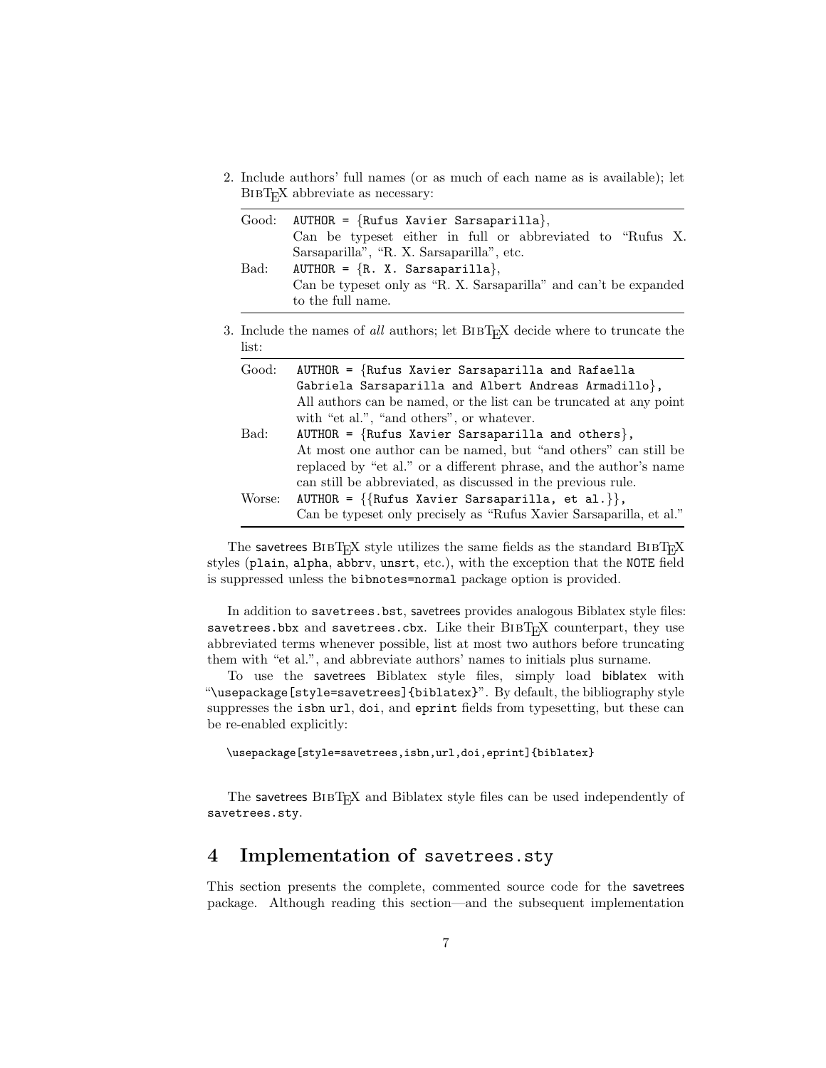2. Include authors' full names (or as much of each name as is available); let BibTeX abbreviate as necessary:

| | |
|---|---|
| Good: | `AUTHOR = {Rufus Xavier Sarsaparilla},`<br>Can be typeset either in full or abbreviated to "Rufus X. Sarsaparilla", "R. X. Sarsaparilla", etc. |
| Bad: | `AUTHOR = {R. X. Sarsaparilla},`<br>Can be typeset only as "R. X. Sarsaparilla" and can't be expanded to the full name. |

3. Include the names of *all* authors; let BibTeX decide where to truncate the list:

| | |
|---|---|
| Good: | `AUTHOR = {Rufus Xavier Sarsaparilla and Rafaella Gabriela Sarsaparilla and Albert Andreas Armadillo},`<br>All authors can be named, or the list can be truncated at any point with "et al.", "and others", or whatever. |
| Bad: | `AUTHOR = {Rufus Xavier Sarsaparilla and others},`<br>At most one author can be named, but "and others" can still be replaced by "et al." or a different phrase, and the author's name can still be abbreviated, as discussed in the previous rule. |
| Worse: | `AUTHOR = {{Rufus Xavier Sarsaparilla, et al.}},`<br>Can be typeset only precisely as "Rufus Xavier Sarsaparilla, et al." |

The savetrees BibTeX style utilizes the same fields as the standard BibTeX styles (`plain`, `alpha`, `abbrv`, `unsrt`, etc.), with the exception that the `NOTE` field is suppressed unless the `bibnotes=normal` package option is provided.

In addition to `savetrees.bst`, savetrees provides analogous Biblatex style files: `savetrees.bbx` and `savetrees.cbx`. Like their BibTeX counterpart, they use abbreviated terms whenever possible, list at most two authors before truncating them with "et al.", and abbreviate authors' names to initials plus surname.

To use the savetrees Biblatex style files, simply load biblatex with "`\usepackage[style=savetrees]{biblatex}`". By default, the bibliography style suppresses the `isbn` `url`, `doi`, and `eprint` fields from typesetting, but these can be re-enabled explicitly:

```
\usepackage[style=savetrees,isbn,url,doi,eprint]{biblatex}
```

The savetrees BibTeX and Biblatex style files can be used independently of `savetrees.sty`.

## 4 Implementation of `savetrees.sty`

This section presents the complete, commented source code for the savetrees package. Although reading this section—and the subsequent implementation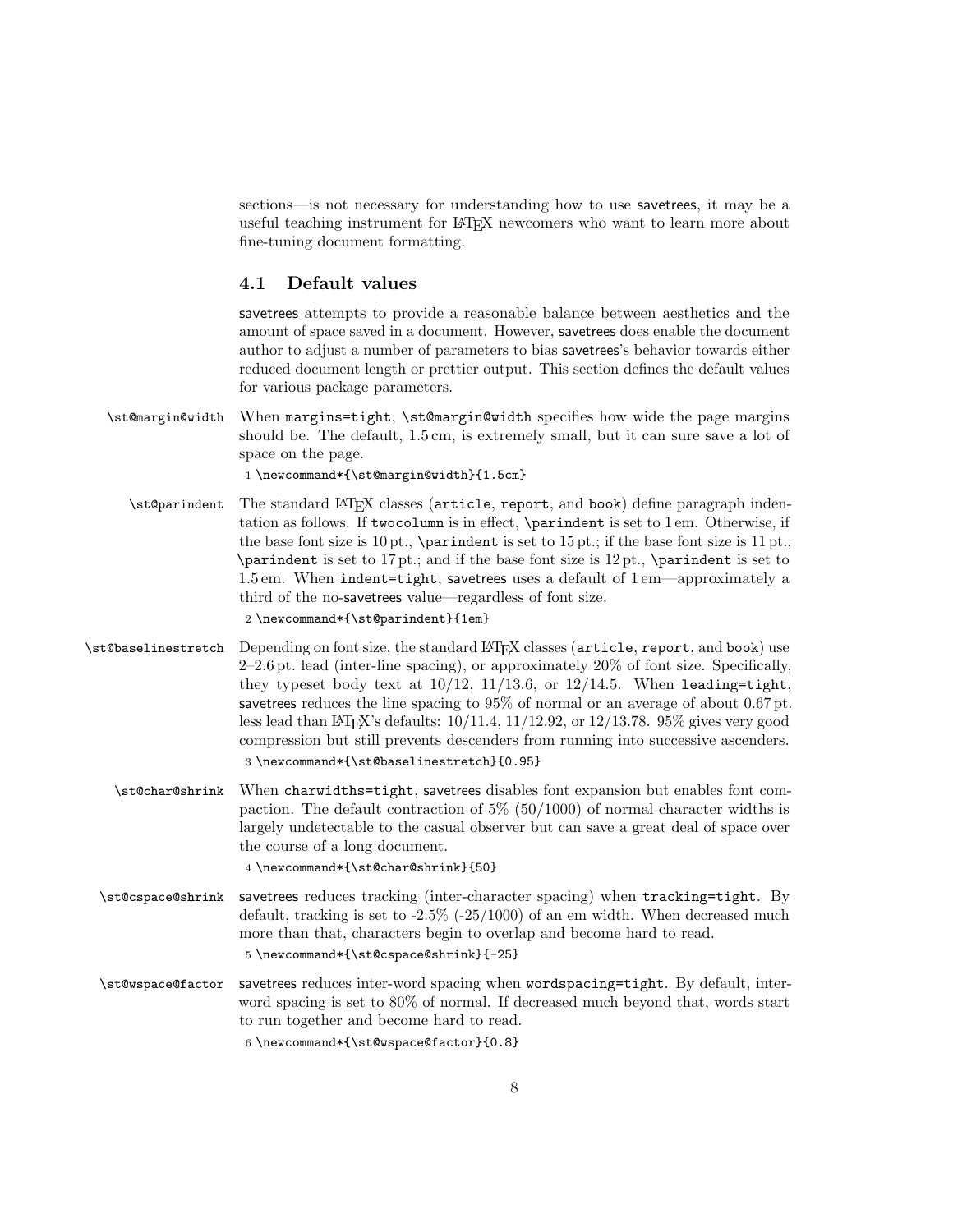sections—is not necessary for understanding how to use savetrees, it may be a useful teaching instrument for LaTeX newcomers who want to learn more about fine-tuning document formatting.

### 4.1 Default values

savetrees attempts to provide a reasonable balance between aesthetics and the amount of space saved in a document. However, savetrees does enable the document author to adjust a number of parameters to bias savetrees's behavior towards either reduced document length or prettier output. This section defines the default values for various package parameters.

`\st@margin@width` When `margins=tight`, `\st@margin@width` specifies how wide the page margins should be. The default, 1.5 cm, is extremely small, but it can sure save a lot of space on the page.

```
1 \newcommand*{\st@margin@width}{1.5cm}
```

`\st@parindent` The standard LaTeX classes (`article`, `report`, and `book`) define paragraph indentation as follows. If `twocolumn` is in effect, `\parindent` is set to 1 em. Otherwise, if the base font size is 10 pt., `\parindent` is set to 15 pt.; if the base font size is 11 pt., `\parindent` is set to 17 pt.; and if the base font size is 12 pt., `\parindent` is set to 1.5 em. When `indent=tight`, savetrees uses a default of 1 em—approximately a third of the no-savetrees value—regardless of font size.

```
2 \newcommand*{\st@parindent}{1em}
```

`\st@baselinestretch` Depending on font size, the standard LaTeX classes (`article`, `report`, and `book`) use 2–2.6 pt. lead (inter-line spacing), or approximately 20% of font size. Specifically, they typeset body text at 10/12, 11/13.6, or 12/14.5. When `leading=tight`, savetrees reduces the line spacing to 95% of normal or an average of about 0.67 pt. less lead than LaTeX's defaults: 10/11.4, 11/12.92, or 12/13.78. 95% gives very good compression but still prevents descenders from running into successive ascenders.

```
3 \newcommand*{\st@baselinestretch}{0.95}
```

`\st@char@shrink` When `charwidths=tight`, savetrees disables font expansion but enables font compaction. The default contraction of 5% (50/1000) of normal character widths is largely undetectable to the casual observer but can save a great deal of space over the course of a long document.

```
4 \newcommand*{\st@char@shrink}{50}
```

`\st@cspace@shrink` savetrees reduces tracking (inter-character spacing) when `tracking=tight`. By default, tracking is set to -2.5% (-25/1000) of an em width. When decreased much more than that, characters begin to overlap and become hard to read.

```
5 \newcommand*{\st@cspace@shrink}{-25}
```

`\st@wspace@factor` savetrees reduces inter-word spacing when `wordspacing=tight`. By default, inter-word spacing is set to 80% of normal. If decreased much beyond that, words start to run together and become hard to read.

```
6 \newcommand*{\st@wspace@factor}{0.8}
```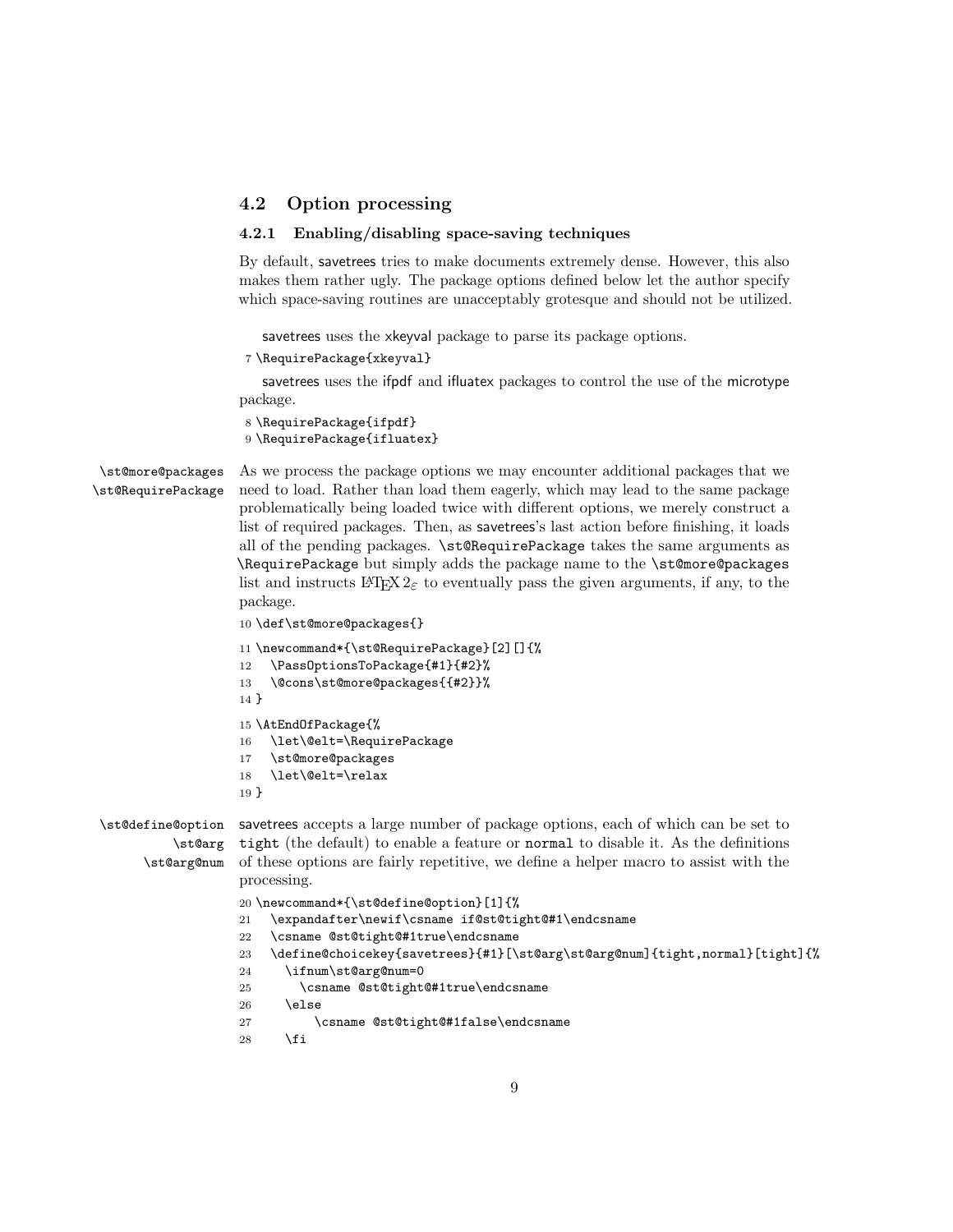## 4.2 Option processing

### 4.2.1 Enabling/disabling space-saving techniques

By default, savetrees tries to make documents extremely dense. However, this also makes them rather ugly. The package options defined below let the author specify which space-saving routines are unacceptably grotesque and should not be utilized.

savetrees uses the xkeyval package to parse its package options.

```
7 \RequirePackage{xkeyval}
```

savetrees uses the ifpdf and ifluatex packages to control the use of the microtype package.

```
8 \RequirePackage{ifpdf}
9 \RequirePackage{ifluatex}
```

\st@more@packages \st@RequirePackage

As we process the package options we may encounter additional packages that we need to load. Rather than load them eagerly, which may lead to the same package problematically being loaded twice with different options, we merely construct a list of required packages. Then, as savetrees's last action before finishing, it loads all of the pending packages. `\st@RequirePackage` takes the same arguments as `\RequirePackage` but simply adds the package name to the `\st@more@packages` list and instructs LaTeX $2_\varepsilon$ to eventually pass the given arguments, if any, to the package.

```
10 \def\st@more@packages{}
11 \newcommand*{\st@RequirePackage}[2][]{%
12   \PassOptionsToPackage{#1}{#2}%
13   \@cons\st@more@packages{{#2}}%
14 }
15 \AtEndOfPackage{%
16   \let\@elt=\RequirePackage
17   \st@more@packages
18   \let\@elt=\relax
19 }
```

\st@define@option \st@arg \st@arg@num

savetrees accepts a large number of package options, each of which can be set to `tight` (the default) to enable a feature or `normal` to disable it. As the definitions of these options are fairly repetitive, we define a helper macro to assist with the processing.

```
20 \newcommand*{\st@define@option}[1]{%
21   \expandafter\newif\csname if@st@tight@#1\endcsname
22   \csname @st@tight@#1true\endcsname
23   \define@choicekey{savetrees}{#1}[\st@arg\st@arg@num]{tight,normal}[tight]{%
24     \ifnum\st@arg@num=0
25       \csname @st@tight@#1true\endcsname
26     \else
27         \csname @st@tight@#1false\endcsname
28     \fi
```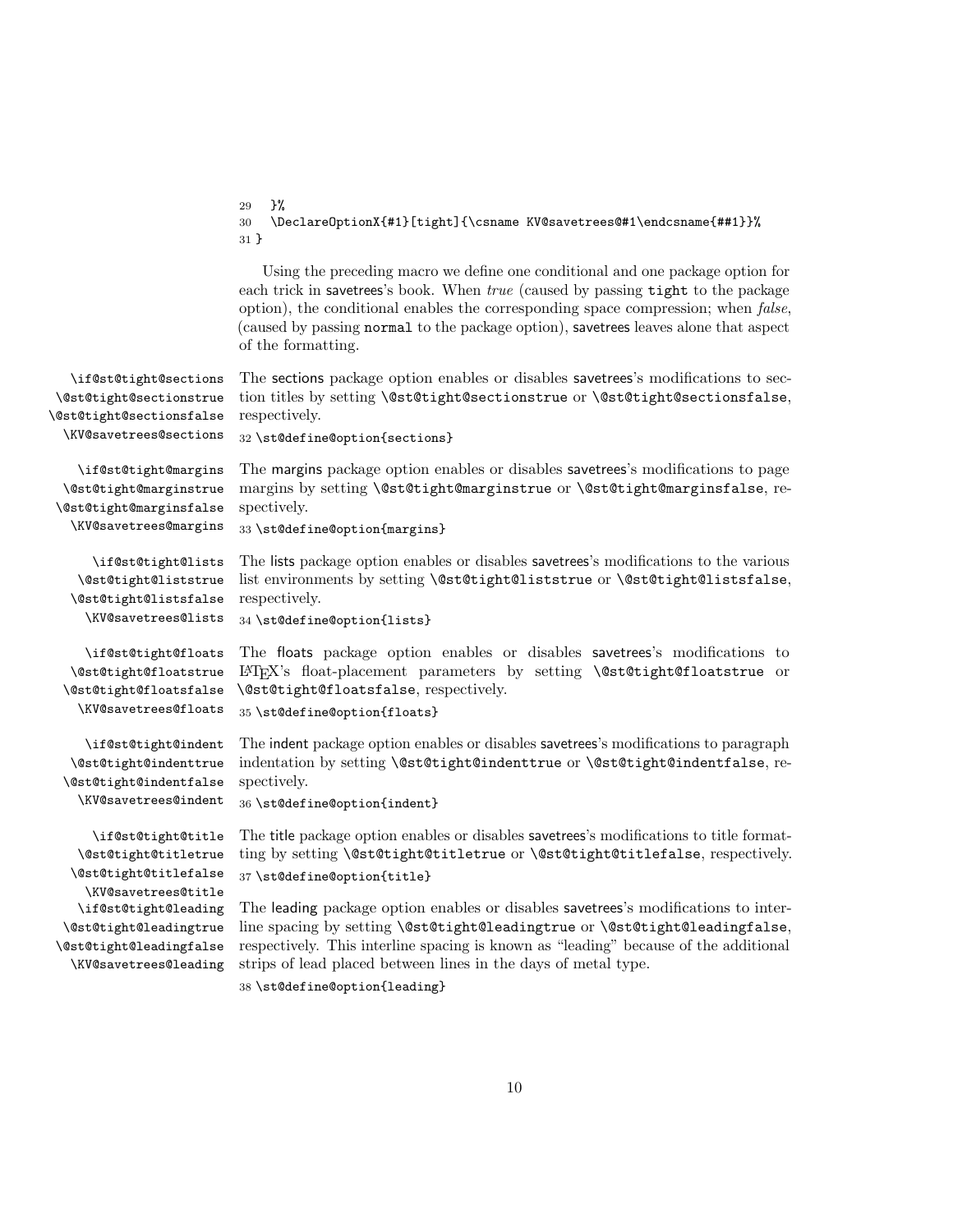```
29   }%
30   \DeclareOptionX{#1}[tight]{\csname KV@savetrees@#1\endcsname{##1}}%
31 }
```

Using the preceding macro we define one conditional and one package option for each trick in savetrees's book. When *true* (caused by passing `tight` to the package option), the conditional enables the corresponding space compression; when *false*, (caused by passing `normal` to the package option), savetrees leaves alone that aspect of the formatting.

`\if@st@tight@sections` `\@st@tight@sectionstrue` `\@st@tight@sectionsfalse` `\KV@savetrees@sections`

The sections package option enables or disables savetrees's modifications to section titles by setting `\@st@tight@sectionstrue` or `\@st@tight@sectionsfalse`, respectively.

```
32 \st@define@option{sections}
```

`\if@st@tight@margins` `\@st@tight@marginstrue` `\@st@tight@marginsfalse` `\KV@savetrees@margins`

The margins package option enables or disables savetrees's modifications to page margins by setting `\@st@tight@marginstrue` or `\@st@tight@marginsfalse`, respectively.

```
33 \st@define@option{margins}
```

`\if@st@tight@lists` `\@st@tight@liststrue` `\@st@tight@listsfalse` `\KV@savetrees@lists`

The lists package option enables or disables savetrees's modifications to the various list environments by setting `\@st@tight@liststrue` or `\@st@tight@listsfalse`, respectively.

```
34 \st@define@option{lists}
```

`\if@st@tight@floats` `\@st@tight@floatstrue` `\@st@tight@floatsfalse` `\KV@savetrees@floats`

The floats package option enables or disables savetrees's modifications to LaTeX's float-placement parameters by setting `\@st@tight@floatstrue` or `\@st@tight@floatsfalse`, respectively.

```
35 \st@define@option{floats}
```

`\if@st@tight@indent` `\@st@tight@indenttrue` `\@st@tight@indentfalse` `\KV@savetrees@indent`

The indent package option enables or disables savetrees's modifications to paragraph indentation by setting `\@st@tight@indenttrue` or `\@st@tight@indentfalse`, respectively.

```
36 \st@define@option{indent}
```

`\if@st@tight@title` `\@st@tight@titletrue` `\@st@tight@titlefalse` `\KV@savetrees@title`

The title package option enables or disables savetrees's modifications to title formatting by setting `\@st@tight@titletrue` or `\@st@tight@titlefalse`, respectively.

```
37 \st@define@option{title}
```

`\if@st@tight@leading` `\@st@tight@leadingtrue` `\@st@tight@leadingfalse` `\KV@savetrees@leading`

The leading package option enables or disables savetrees's modifications to interline spacing by setting `\@st@tight@leadingtrue` or `\@st@tight@leadingfalse`, respectively. This interline spacing is known as "leading" because of the additional strips of lead placed between lines in the days of metal type.

```
38 \st@define@option{leading}
```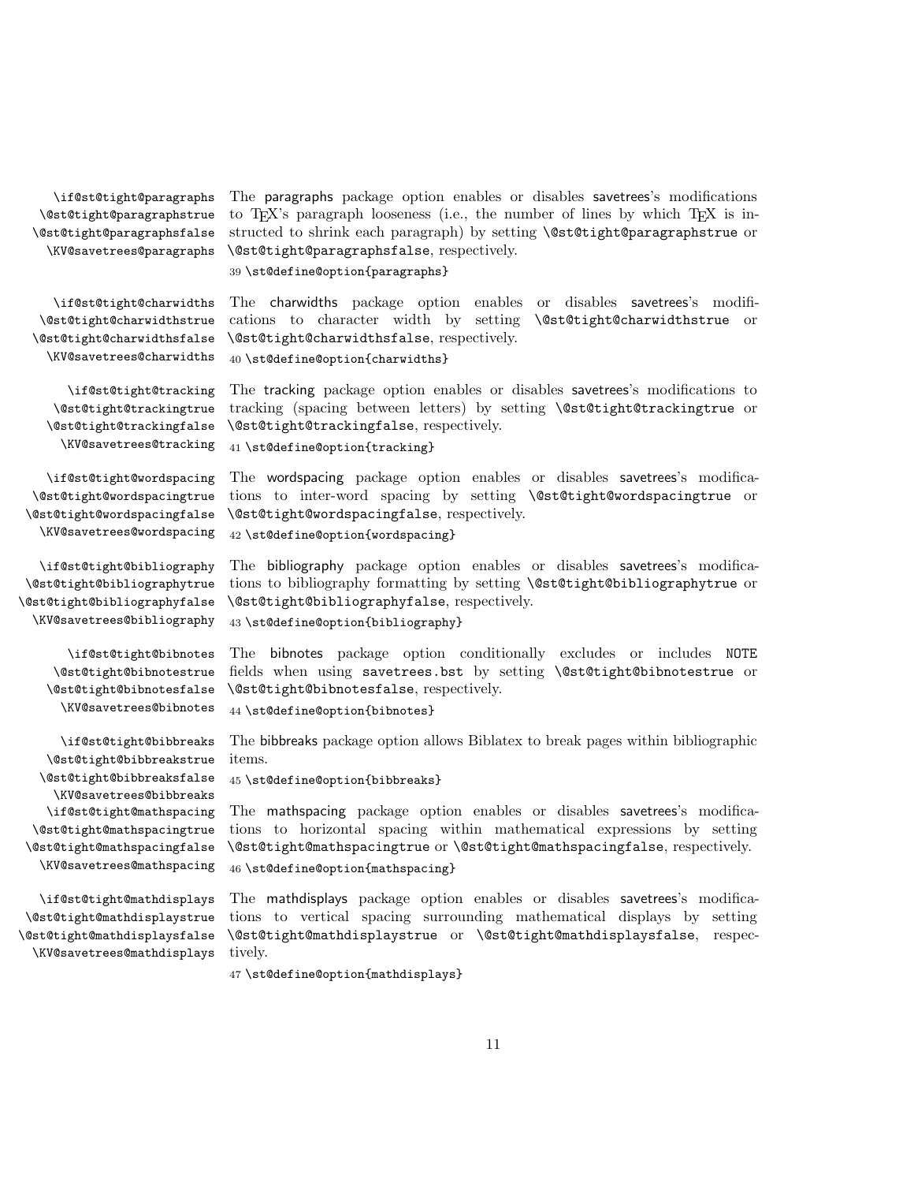`\if@st@tight@paragraphs` `\@st@tight@paragraphstrue` `\@st@tight@paragraphsfalse` `\KV@savetrees@paragraphs`

The paragraphs package option enables or disables savetrees's modifications to TEX's paragraph looseness (i.e., the number of lines by which TEX is instructed to shrink each paragraph) by setting `\@st@tight@paragraphstrue` or `\@st@tight@paragraphsfalse`, respectively.

```
39 \st@define@option{paragraphs}
```

`\if@st@tight@charwidths` `\@st@tight@charwidthstrue` `\@st@tight@charwidthsfalse` `\KV@savetrees@charwidths`

The charwidths package option enables or disables savetrees's modifications to character width by setting `\@st@tight@charwidthstrue` or `\@st@tight@charwidthsfalse`, respectively.

```
40 \st@define@option{charwidths}
```

`\if@st@tight@tracking` `\@st@tight@trackingtrue` `\@st@tight@trackingfalse` `\KV@savetrees@tracking`

The tracking package option enables or disables savetrees's modifications to tracking (spacing between letters) by setting `\@st@tight@trackingtrue` or `\@st@tight@trackingfalse`, respectively.

```
41 \st@define@option{tracking}
```

`\if@st@tight@wordspacing` `\@st@tight@wordspacingtrue` `\@st@tight@wordspacingfalse` `\KV@savetrees@wordspacing`

The wordspacing package option enables or disables savetrees's modifications to inter-word spacing by setting `\@st@tight@wordspacingtrue` or `\@st@tight@wordspacingfalse`, respectively.

```
42 \st@define@option{wordspacing}
```

`\if@st@tight@bibliography` `\@st@tight@bibliographytrue` `\@st@tight@bibliographyfalse` `\KV@savetrees@bibliography`

The bibliography package option enables or disables savetrees's modifications to bibliography formatting by setting `\@st@tight@bibliographytrue` or `\@st@tight@bibliographyfalse`, respectively.

```
43 \st@define@option{bibliography}
```

`\if@st@tight@bibnotes` `\@st@tight@bibnotestrue` `\@st@tight@bibnotesfalse` `\KV@savetrees@bibnotes`

The bibnotes package option conditionally excludes or includes `NOTE` fields when using `savetrees.bst` by setting `\@st@tight@bibnotestrue` or `\@st@tight@bibnotesfalse`, respectively.

```
44 \st@define@option{bibnotes}
```

`\if@st@tight@bibbreaks` `\@st@tight@bibbreakstrue` `\@st@tight@bibbreaksfalse` `\KV@savetrees@bibbreaks`

The bibbreaks package option allows Biblatex to break pages within bibliographic items.

```
45 \st@define@option{bibbreaks}
```

`\if@st@tight@mathspacing` `\@st@tight@mathspacingtrue` `\@st@tight@mathspacingfalse` `\KV@savetrees@mathspacing`

The mathspacing package option enables or disables savetrees's modifications to horizontal spacing within mathematical expressions by setting `\@st@tight@mathspacingtrue` or `\@st@tight@mathspacingfalse`, respectively.

```
46 \st@define@option{mathspacing}
```

`\if@st@tight@mathdisplays` `\@st@tight@mathdisplaystrue` `\@st@tight@mathdisplaysfalse` `\KV@savetrees@mathdisplays`

The mathdisplays package option enables or disables savetrees's modifications to vertical spacing surrounding mathematical displays by setting `\@st@tight@mathdisplaystrue` or `\@st@tight@mathdisplaysfalse`, respectively.

```
47 \st@define@option{mathdisplays}
```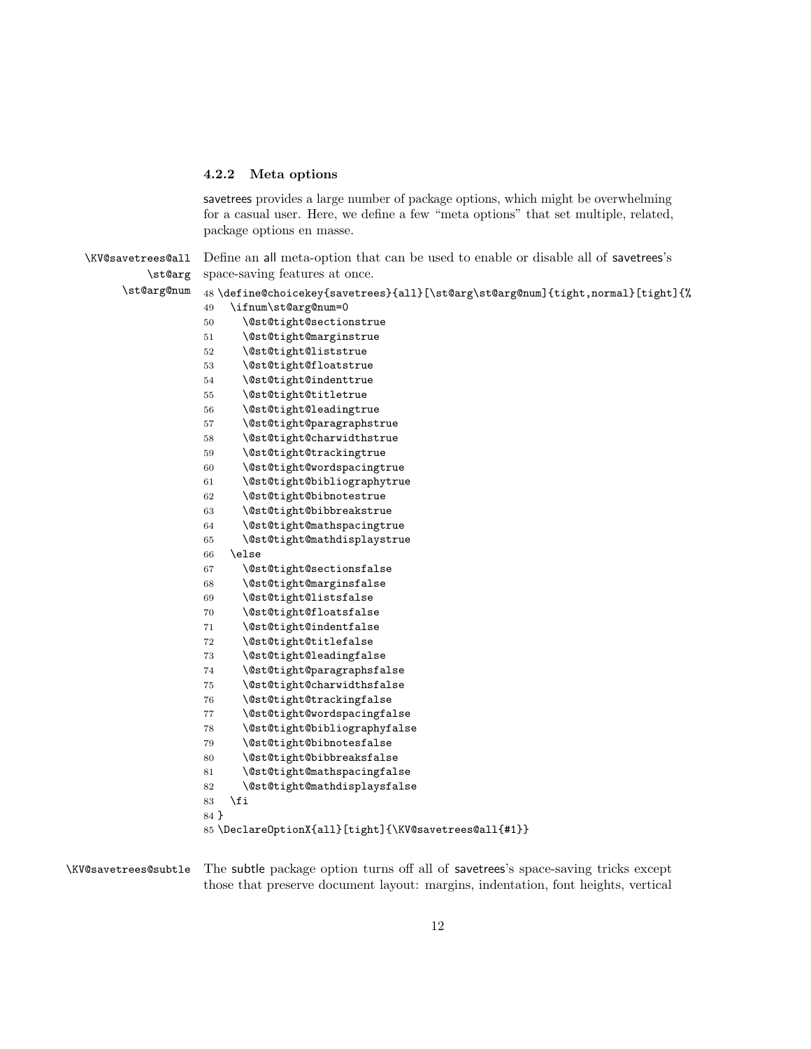### 4.2.2 Meta options

savetrees provides a large number of package options, which might be overwhelming for a casual user. Here, we define a few "meta options" that set multiple, related, package options en masse.

\KV@savetrees@all \st@arg \st@arg@num

Define an all meta-option that can be used to enable or disable all of savetrees's space-saving features at once.

```
48 \define@choicekey{savetrees}{all}[\st@arg\st@arg@num]{tight,normal}[tight]{%
49   \ifnum\st@arg@num=0
50     \@st@tight@sectionstrue
51     \@st@tight@marginstrue
52     \@st@tight@liststrue
53     \@st@tight@floatstrue
54     \@st@tight@indenttrue
55     \@st@tight@titletrue
56     \@st@tight@leadingtrue
57     \@st@tight@paragraphstrue
58     \@st@tight@charwidthstrue
59     \@st@tight@trackingtrue
60     \@st@tight@wordspacingtrue
61     \@st@tight@bibliographytrue
62     \@st@tight@bibnotestrue
63     \@st@tight@bibbreakstrue
64     \@st@tight@mathspacingtrue
65     \@st@tight@mathdisplaystrue
66   \else
67     \@st@tight@sectionsfalse
68     \@st@tight@marginsfalse
69     \@st@tight@listsfalse
70     \@st@tight@floatsfalse
71     \@st@tight@indentfalse
72     \@st@tight@titlefalse
73     \@st@tight@leadingfalse
74     \@st@tight@paragraphsfalse
75     \@st@tight@charwidthsfalse
76     \@st@tight@trackingfalse
77     \@st@tight@wordspacingfalse
78     \@st@tight@bibliographyfalse
79     \@st@tight@bibnotesfalse
80     \@st@tight@bibbreaksfalse
81     \@st@tight@mathspacingfalse
82     \@st@tight@mathdisplaysfalse
83   \fi
84 }
85 \DeclareOptionX{all}[tight]{\KV@savetrees@all{#1}}
```

\KV@savetrees@subtle

The subtle package option turns off all of savetrees's space-saving tricks except those that preserve document layout: margins, indentation, font heights, vertical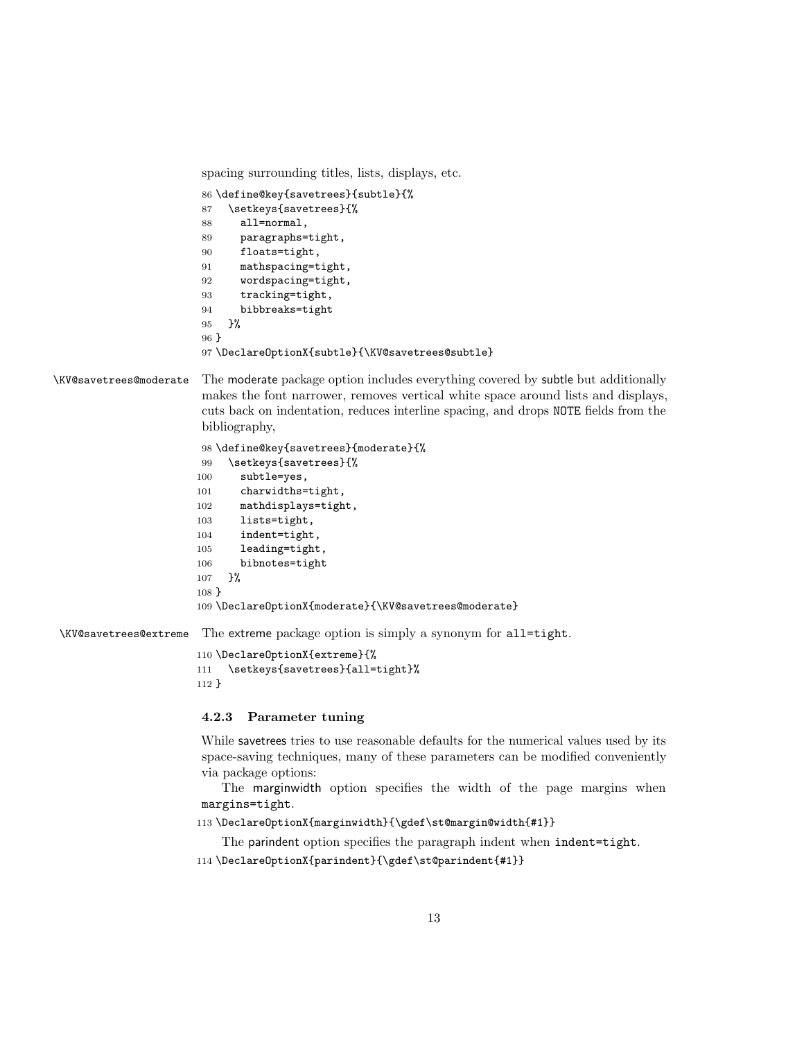spacing surrounding titles, lists, displays, etc.

```
86 \define@key{savetrees}{subtle}{%
87   \setkeys{savetrees}{%
88     all=normal,
89     paragraphs=tight,
90     floats=tight,
91     mathspacing=tight,
92     wordspacing=tight,
93     tracking=tight,
94     bibbreaks=tight
95   }%
96 }
97 \DeclareOptionX{subtle}{\KV@savetrees@subtle}
```

\KV@savetrees@moderate The moderate package option includes everything covered by subtle but additionally makes the font narrower, removes vertical white space around lists and displays, cuts back on indentation, reduces interline spacing, and drops NOTE fields from the bibliography,

```
98 \define@key{savetrees}{moderate}{%
99   \setkeys{savetrees}{%
100     subtle=yes,
101     charwidths=tight,
102     mathdisplays=tight,
103     lists=tight,
104     indent=tight,
105     leading=tight,
106     bibnotes=tight
107   }%
108 }
109 \DeclareOptionX{moderate}{\KV@savetrees@moderate}
```

\KV@savetrees@extreme The extreme package option is simply a synonym for `all=tight`.

```
110 \DeclareOptionX{extreme}{%
111   \setkeys{savetrees}{all=tight}%
112 }
```

### 4.2.3 Parameter tuning

While savetrees tries to use reasonable defaults for the numerical values used by its space-saving techniques, many of these parameters can be modified conveniently via package options:

The marginwidth option specifies the width of the page margins when `margins=tight`.

```
113 \DeclareOptionX{marginwidth}{\gdef\st@margin@width{#1}}
```

The parindent option specifies the paragraph indent when `indent=tight`.

```
114 \DeclareOptionX{parindent}{\gdef\st@parindent{#1}}
```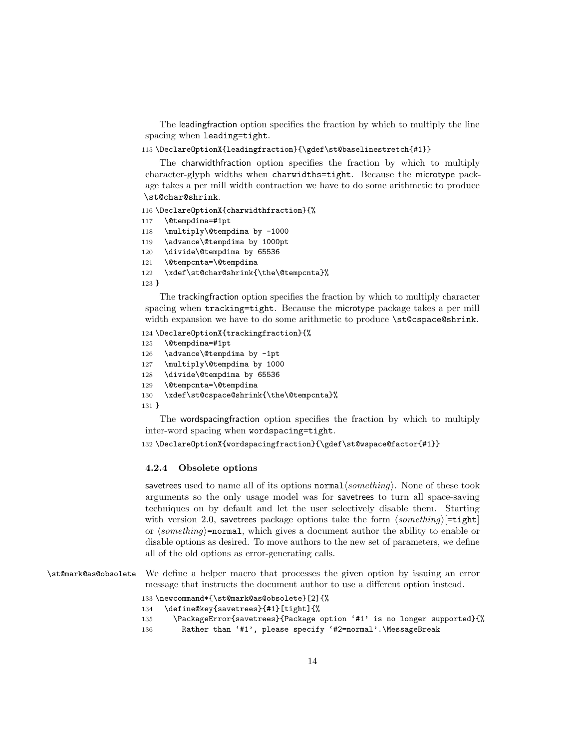The leadingfraction option specifies the fraction by which to multiply the line spacing when `leading=tight`.

```
115 \DeclareOptionX{leadingfraction}{\gdef\st@baselinestretch{#1}}
```

The charwidthfraction option specifies the fraction by which to multiply character-glyph widths when `charwidths=tight`. Because the microtype package takes a per mill width contraction we have to do some arithmetic to produce `\st@char@shrink`.

```
116 \DeclareOptionX{charwidthfraction}{%
117   \@tempdima=#1pt
118   \multiply\@tempdima by -1000
119   \advance\@tempdima by 1000pt
120   \divide\@tempdima by 65536
121   \@tempcnta=\@tempdima
122   \xdef\st@char@shrink{\the\@tempcnta}%
123 }
```

The trackingfraction option specifies the fraction by which to multiply character spacing when `tracking=tight`. Because the microtype package takes a per mill width expansion we have to do some arithmetic to produce `\st@cspace@shrink`.

```
124 \DeclareOptionX{trackingfraction}{%
125   \@tempdima=#1pt
126   \advance\@tempdima by -1pt
127   \multiply\@tempdima by 1000
128   \divide\@tempdima by 65536
129   \@tempcnta=\@tempdima
130   \xdef\st@cspace@shrink{\the\@tempcnta}%
131 }
```

The wordspacingfraction option specifies the fraction by which to multiply inter-word spacing when `wordspacing=tight`.

```
132 \DeclareOptionX{wordspacingfraction}{\gdef\st@wspace@factor{#1}}
```

### 4.2.4 Obsolete options

savetrees used to name all of its options `normal`⟨*something*⟩. None of these took arguments so the only usage model was for savetrees to turn all space-saving techniques on by default and let the user selectively disable them. Starting with version 2.0, savetrees package options take the form ⟨*something*⟩[`=tight`] or ⟨*something*⟩`=normal`, which gives a document author the ability to enable or disable options as desired. To move authors to the new set of parameters, we define all of the old options as error-generating calls.

`\st@mark@as@obsolete` We define a helper macro that processes the given option by issuing an error message that instructs the document author to use a different option instead.

```
133 \newcommand*{\st@mark@as@obsolete}[2]{%
134   \define@key{savetrees}{#1}[tight]{%
135     \PackageError{savetrees}{Package option `#1' is no longer supported}{%
136       Rather than `#1', please specify `#2=normal'.\MessageBreak
```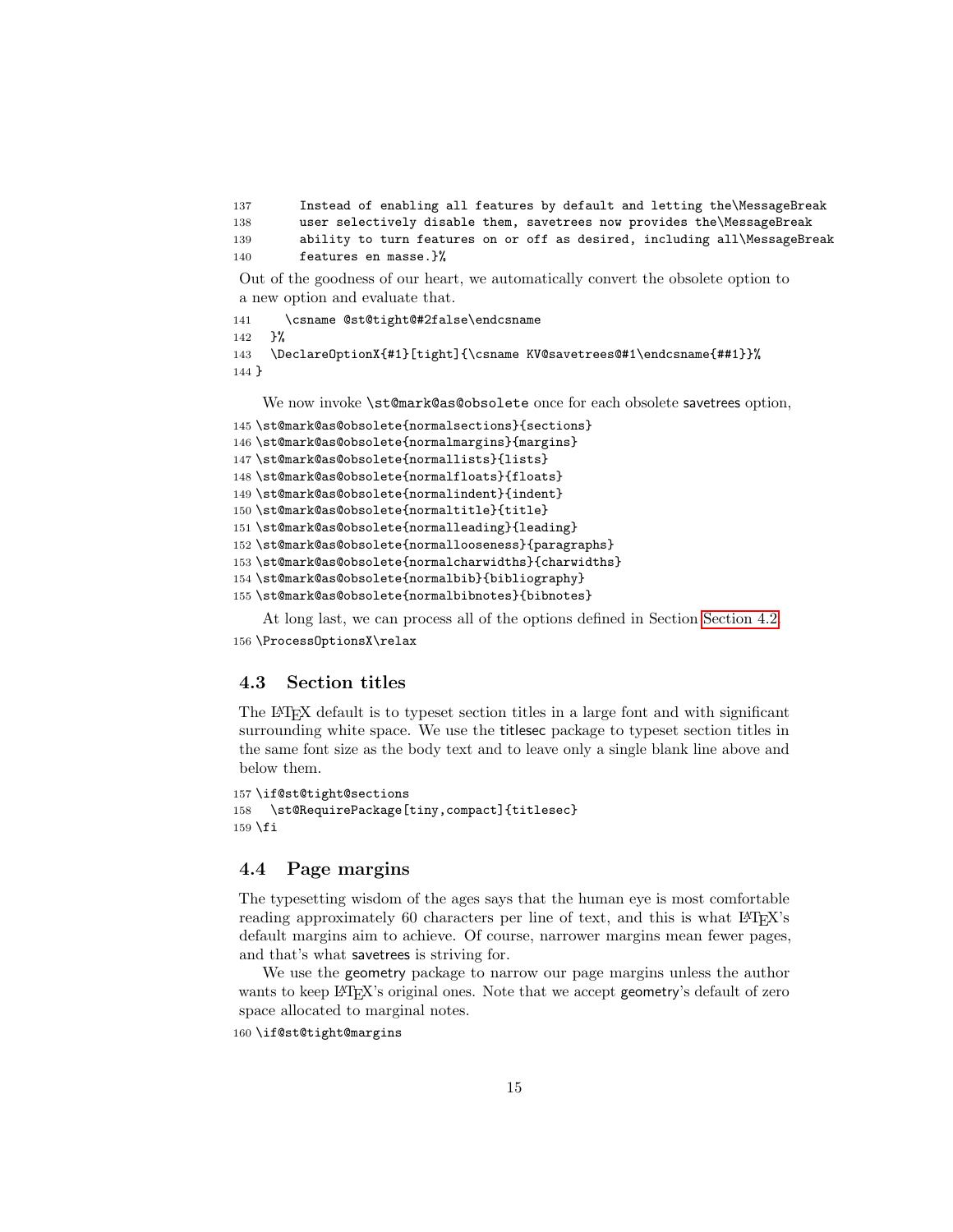```
137       Instead of enabling all features by default and letting the\MessageBreak
138       user selectively disable them, savetrees now provides the\MessageBreak
139       ability to turn features on or off as desired, including all\MessageBreak
140       features en masse.}%
```

Out of the goodness of our heart, we automatically convert the obsolete option to a new option and evaluate that.

```
141     \csname @st@tight@#2false\endcsname
142   }%
143   \DeclareOptionX{#1}[tight]{\csname KV@savetrees@#1\endcsname{##1}}%
144 }
```

We now invoke `\st@mark@as@obsolete` once for each obsolete savetrees option,

```
145 \st@mark@as@obsolete{normalsections}{sections}
146 \st@mark@as@obsolete{normalmargins}{margins}
147 \st@mark@as@obsolete{normallists}{lists}
148 \st@mark@as@obsolete{normalfloats}{floats}
149 \st@mark@as@obsolete{normalindent}{indent}
150 \st@mark@as@obsolete{normaltitle}{title}
151 \st@mark@as@obsolete{normalleading}{leading}
152 \st@mark@as@obsolete{normallooseness}{paragraphs}
153 \st@mark@as@obsolete{normalcharwidths}{charwidths}
154 \st@mark@as@obsolete{normalbib}{bibliography}
155 \st@mark@as@obsolete{normalbibnotes}{bibnotes}
```

At long last, we can process all of the options defined in Section Section 4.2.

```
156 \ProcessOptionsX\relax
```

### 4.3 Section titles

The LaTeX default is to typeset section titles in a large font and with significant surrounding white space. We use the titlesec package to typeset section titles in the same font size as the body text and to leave only a single blank line above and below them.

```
157 \if@st@tight@sections
158   \st@RequirePackage[tiny,compact]{titlesec}
159 \fi
```

### 4.4 Page margins

The typesetting wisdom of the ages says that the human eye is most comfortable reading approximately 60 characters per line of text, and this is what LaTeX's default margins aim to achieve. Of course, narrower margins mean fewer pages, and that's what savetrees is striving for.

We use the geometry package to narrow our page margins unless the author wants to keep LaTeX's original ones. Note that we accept geometry's default of zero space allocated to marginal notes.

```
160 \if@st@tight@margins
```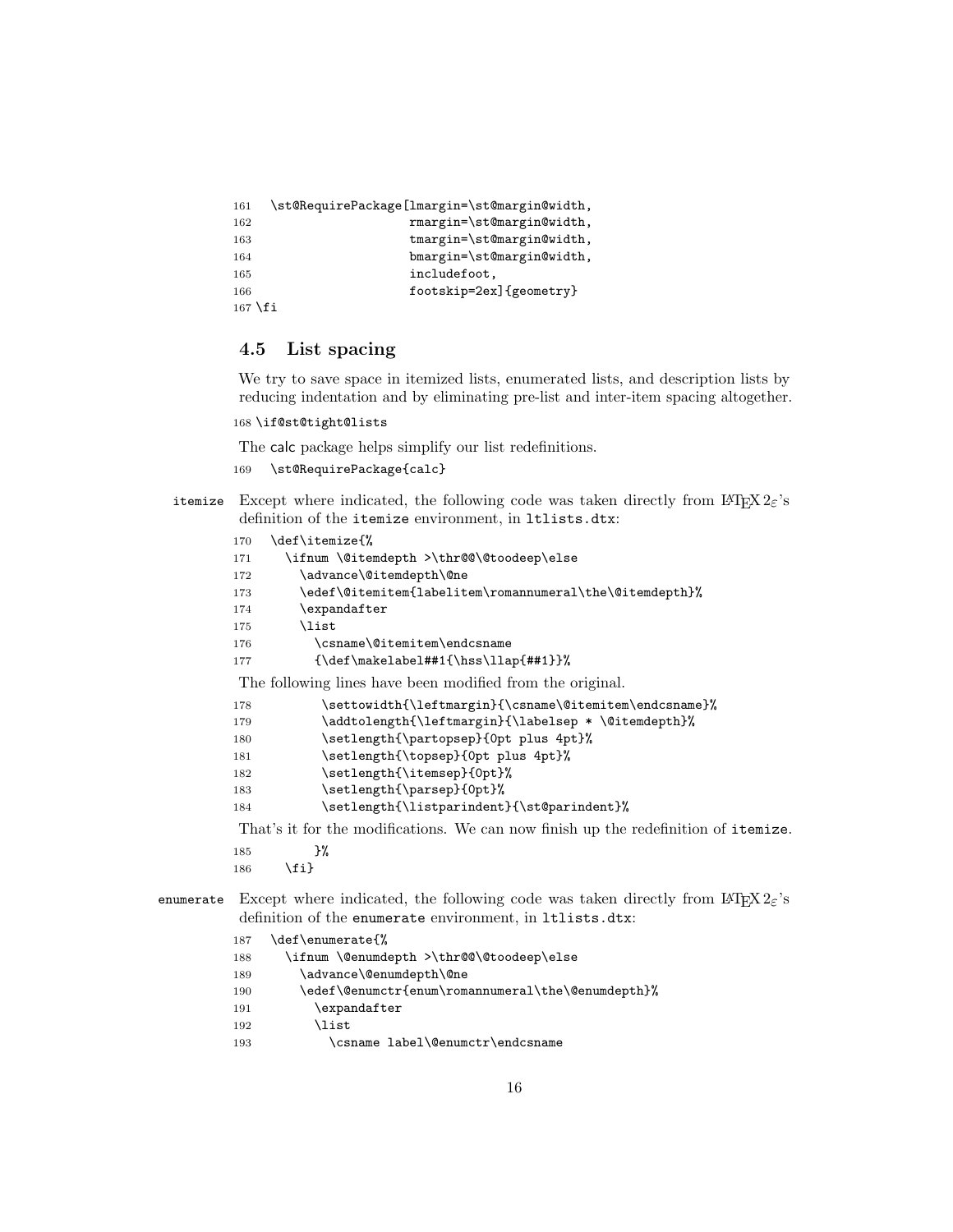```
161   \st@RequirePackage[lmargin=\st@margin@width,
162                      rmargin=\st@margin@width,
163                      tmargin=\st@margin@width,
164                      bmargin=\st@margin@width,
165                      includefoot,
166                      footskip=2ex]{geometry}
167 \fi
```

### 4.5 List spacing

We try to save space in itemized lists, enumerated lists, and description lists by reducing indentation and by eliminating pre-list and inter-item spacing altogether.

```
168 \if@st@tight@lists
```

The calc package helps simplify our list redefinitions.

```
169   \st@RequirePackage{calc}
```

**itemize** Except where indicated, the following code was taken directly from LaTeX $2_\varepsilon$'s definition of the `itemize` environment, in `ltlists.dtx`:

```
170   \def\itemize{%
171     \ifnum \@itemdepth >\thr@@\@toodeep\else
172       \advance\@itemdepth\@ne
173       \edef\@itemitem{labelitem\romannumeral\the\@itemdepth}%
174       \expandafter
175       \list
176         \csname\@itemitem\endcsname
177         {\def\makelabel##1{\hss\llap{##1}}%
```

The following lines have been modified from the original.

```
178          \settowidth{\leftmargin}{\csname\@itemitem\endcsname}%
179          \addtolength{\leftmargin}{\labelsep * \@itemdepth}%
180          \setlength{\partopsep}{0pt plus 4pt}%
181          \setlength{\topsep}{0pt plus 4pt}%
182          \setlength{\itemsep}{0pt}%
183          \setlength{\parsep}{0pt}%
184          \setlength{\listparindent}{\st@parindent}%
```

That's it for the modifications. We can now finish up the redefinition of `itemize`.

```
185         }%
186     \fi}
```

**enumerate** Except where indicated, the following code was taken directly from LaTeX $2_\varepsilon$'s definition of the `enumerate` environment, in `ltlists.dtx`:

```
187   \def\enumerate{%
188     \ifnum \@enumdepth >\thr@@\@toodeep\else
189       \advance\@enumdepth\@ne
190       \edef\@enumctr{enum\romannumeral\the\@enumdepth}%
191         \expandafter
192         \list
193           \csname label\@enumctr\endcsname
```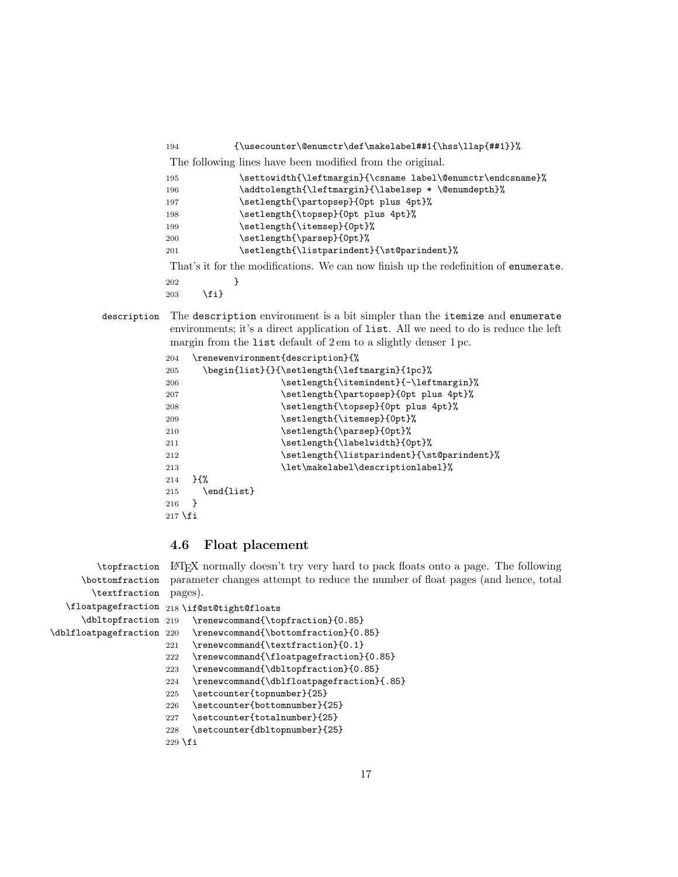```
194            {\usecounter\@enumctr\def\makelabel##1{\hss\llap{##1}}%
```

The following lines have been modified from the original.

```
195            \settowidth{\leftmargin}{\csname label\@enumctr\endcsname}%
196            \addtolength{\leftmargin}{\labelsep * \@enumdepth}%
197            \setlength{\partopsep}{0pt plus 4pt}%
198            \setlength{\topsep}{0pt plus 4pt}%
199            \setlength{\itemsep}{0pt}%
200            \setlength{\parsep}{0pt}%
201            \setlength{\listparindent}{\st@parindent}%
```

That's it for the modifications. We can now finish up the redefinition of `enumerate`.

```
202          }
203     \fi}
```

`description` The `description` environment is a bit simpler than the `itemize` and `enumerate` environments; it's a direct application of `list`. All we need to do is reduce the left margin from the `list` default of 2 em to a slightly denser 1 pc.

```
204   \renewenvironment{description}{%
205     \begin{list}{}{\setlength{\leftmargin}{1pc}%
206                    \setlength{\itemindent}{-\leftmargin}%
207                    \setlength{\partopsep}{0pt plus 4pt}%
208                    \setlength{\topsep}{0pt plus 4pt}%
209                    \setlength{\itemsep}{0pt}%
210                    \setlength{\parsep}{0pt}%
211                    \setlength{\labelwidth}{0pt}%
212                    \setlength{\listparindent}{\st@parindent}%
213                    \let\makelabel\descriptionlabel}%
214   }{%
215     \end{list}
216   }
217 \fi
```

### 4.6 Float placement

`\topfraction` `\bottomfraction` `\textfraction` `\floatpagefraction` `\dbltopfraction` `\dblfloatpagefraction`

LaTeX normally doesn't try very hard to pack floats onto a page. The following parameter changes attempt to reduce the number of float pages (and hence, total pages).

```
218 \if@st@tight@floats
219   \renewcommand{\topfraction}{0.85}
220   \renewcommand{\bottomfraction}{0.85}
221   \renewcommand{\textfraction}{0.1}
222   \renewcommand{\floatpagefraction}{0.85}
223   \renewcommand{\dbltopfraction}{0.85}
224   \renewcommand{\dblfloatpagefraction}{.85}
225   \setcounter{topnumber}{25}
226   \setcounter{bottomnumber}{25}
227   \setcounter{totalnumber}{25}
228   \setcounter{dbltopnumber}{25}
229 \fi
```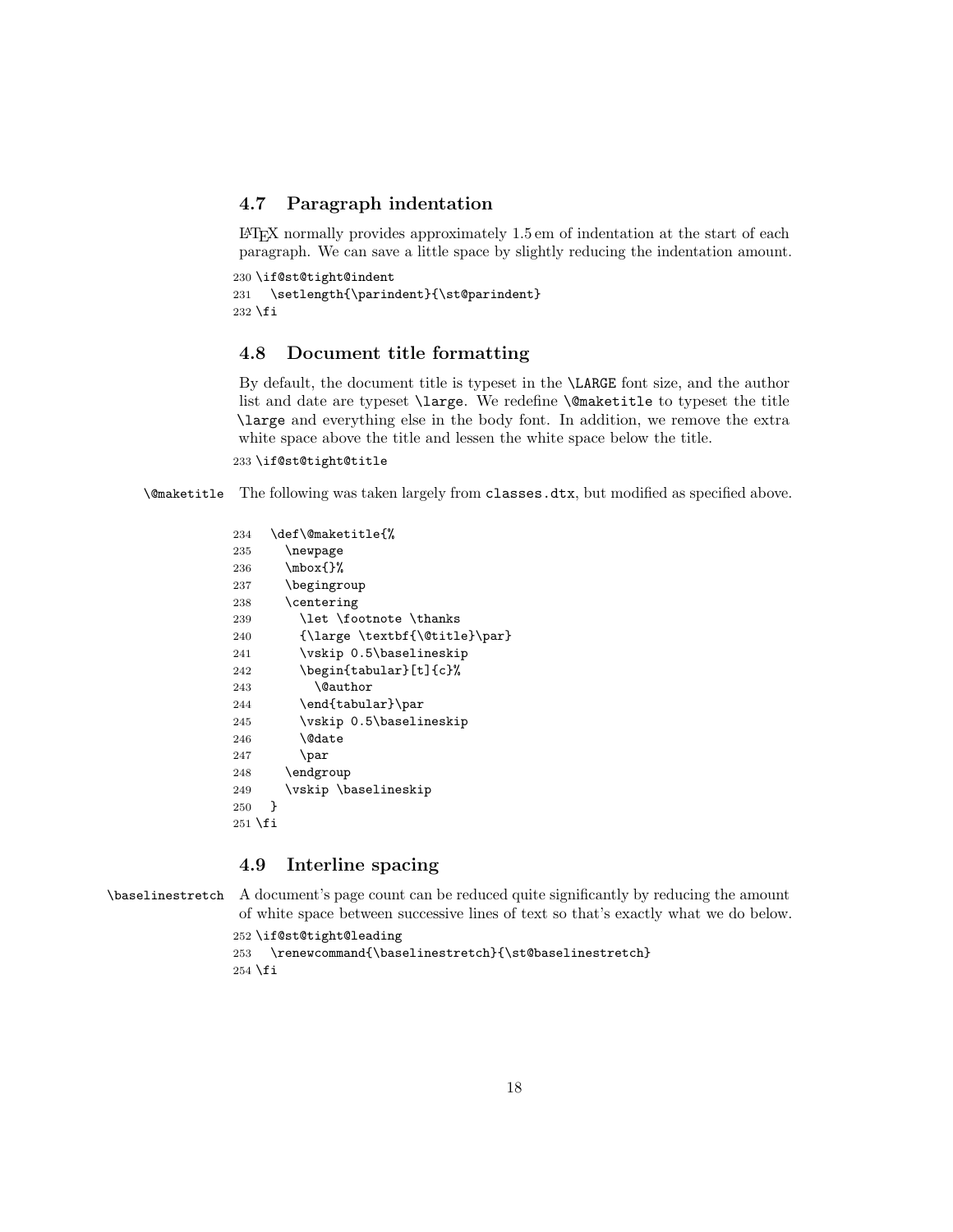### 4.7 Paragraph indentation

LaTeX normally provides approximately 1.5 em of indentation at the start of each paragraph. We can save a little space by slightly reducing the indentation amount.

```
230 \if@st@tight@indent
231   \setlength{\parindent}{\st@parindent}
232 \fi
```

### 4.8 Document title formatting

By default, the document title is typeset in the `\LARGE` font size, and the author list and date are typeset `\large`. We redefine `\@maketitle` to typeset the title `\large` and everything else in the body font. In addition, we remove the extra white space above the title and lessen the white space below the title.

```
233 \if@st@tight@title
```

`\@maketitle` The following was taken largely from `classes.dtx`, but modified as specified above.

```
234   \def\@maketitle{%
235     \newpage
236     \mbox{}%
237     \begingroup
238     \centering
239       \let \footnote \thanks
240       {\large \textbf{\@title}\par}
241       \vskip 0.5\baselineskip
242       \begin{tabular}[t]{c}%
243         \@author
244       \end{tabular}\par
245       \vskip 0.5\baselineskip
246       \@date
247       \par
248     \endgroup
249     \vskip \baselineskip
250   }
251 \fi
```

### 4.9 Interline spacing

`\baselinestretch` A document's page count can be reduced quite significantly by reducing the amount of white space between successive lines of text so that's exactly what we do below.

```
252 \if@st@tight@leading
253   \renewcommand{\baselinestretch}{\st@baselinestretch}
254 \fi
```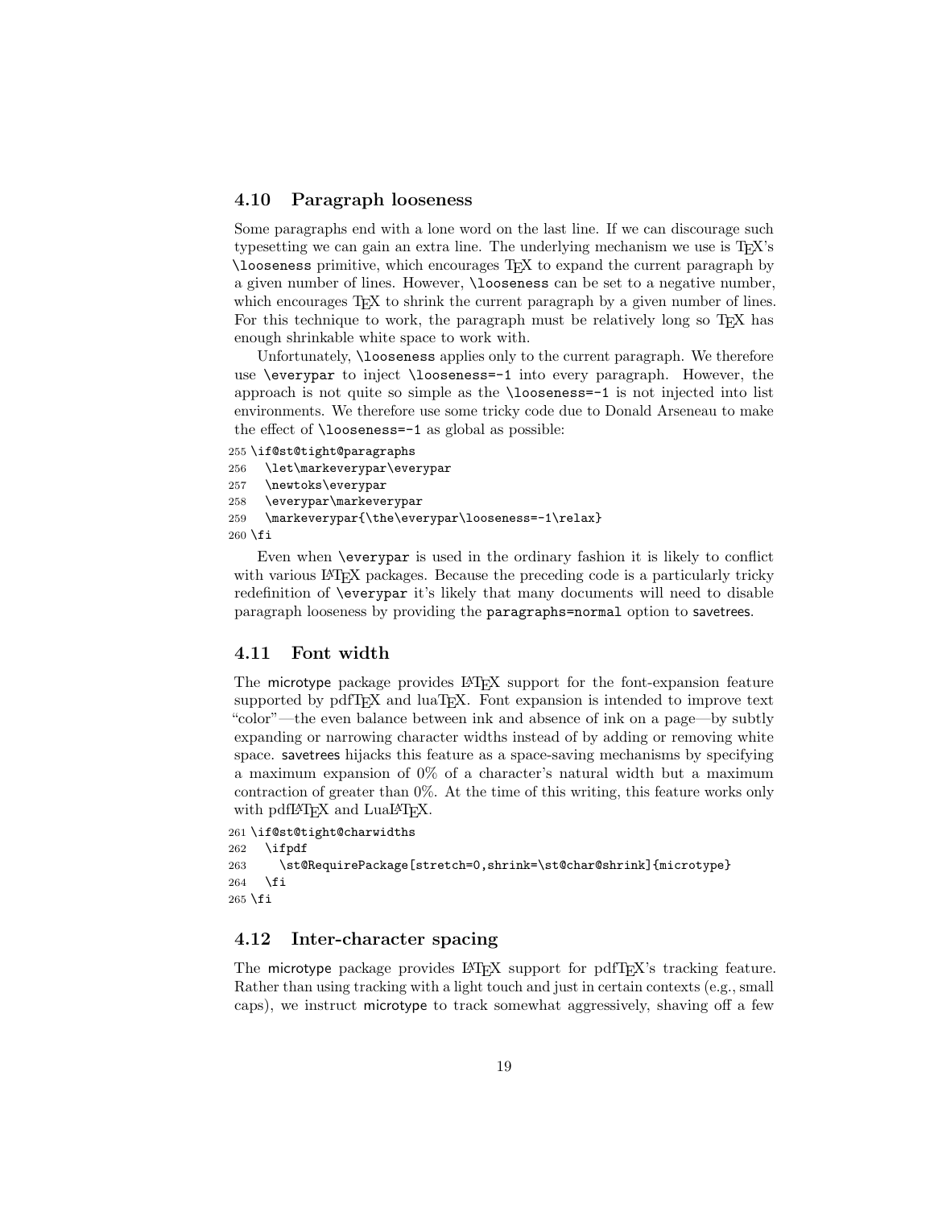### 4.10 Paragraph looseness

Some paragraphs end with a lone word on the last line. If we can discourage such typesetting we can gain an extra line. The underlying mechanism we use is TeX's `\looseness` primitive, which encourages TeX to expand the current paragraph by a given number of lines. However, `\looseness` can be set to a negative number, which encourages TeX to shrink the current paragraph by a given number of lines. For this technique to work, the paragraph must be relatively long so TeX has enough shrinkable white space to work with.

Unfortunately, `\looseness` applies only to the current paragraph. We therefore use `\everypar` to inject `\looseness=-1` into every paragraph. However, the approach is not quite so simple as the `\looseness=-1` is not injected into list environments. We therefore use some tricky code due to Donald Arseneau to make the effect of `\looseness=-1` as global as possible:

```
255 \if@st@tight@paragraphs
256   \let\markeverypar\everypar
257   \newtoks\everypar
258   \everypar\markeverypar
259   \markeverypar{\the\everypar\looseness=-1\relax}
260 \fi
```

Even when `\everypar` is used in the ordinary fashion it is likely to conflict with various LaTeX packages. Because the preceding code is a particularly tricky redefinition of `\everypar` it's likely that many documents will need to disable paragraph looseness by providing the `paragraphs=normal` option to savetrees.

### 4.11 Font width

The microtype package provides LaTeX support for the font-expansion feature supported by pdfTeX and luaTeX. Font expansion is intended to improve text "color"—the even balance between ink and absence of ink on a page—by subtly expanding or narrowing character widths instead of by adding or removing white space. savetrees hijacks this feature as a space-saving mechanisms by specifying a maximum expansion of 0% of a character's natural width but a maximum contraction of greater than 0%. At the time of this writing, this feature works only with pdfLaTeX and LuaLaTeX.

```
261 \if@st@tight@charwidths
262   \ifpdf
263     \st@RequirePackage[stretch=0,shrink=\st@char@shrink]{microtype}
264   \fi
265 \fi
```

### 4.12 Inter-character spacing

The microtype package provides LaTeX support for pdfTeX's tracking feature. Rather than using tracking with a light touch and just in certain contexts (e.g., small caps), we instruct microtype to track somewhat aggressively, shaving off a few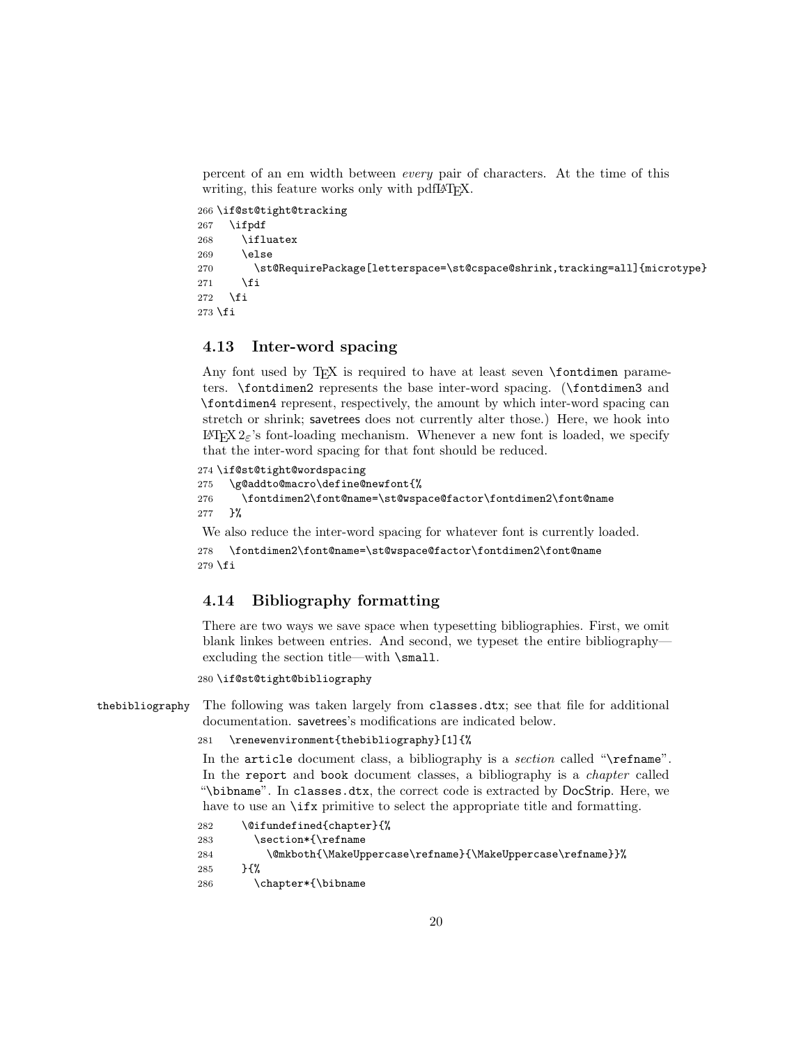percent of an em width between *every* pair of characters. At the time of this writing, this feature works only with pdfLaTeX.

```
266 \if@st@tight@tracking
267   \ifpdf
268     \ifluatex
269     \else
270       \st@RequirePackage[letterspace=\st@cspace@shrink,tracking=all]{microtype}
271     \fi
272   \fi
273 \fi
```

### 4.13 Inter-word spacing

Any font used by TeX is required to have at least seven `\fontdimen` parameters. `\fontdimen2` represents the base inter-word spacing. (`\fontdimen3` and `\fontdimen4` represent, respectively, the amount by which inter-word spacing can stretch or shrink; savetrees does not currently alter those.) Here, we hook into LaTeX $2_\varepsilon$'s font-loading mechanism. Whenever a new font is loaded, we specify that the inter-word spacing for that font should be reduced.

```
274 \if@st@tight@wordspacing
275   \g@addto@macro\define@newfont{%
276     \fontdimen2\font@name=\st@wspace@factor\fontdimen2\font@name
277   }%
```

We also reduce the inter-word spacing for whatever font is currently loaded.

```
278   \fontdimen2\font@name=\st@wspace@factor\fontdimen2\font@name
279 \fi
```

### 4.14 Bibliography formatting

There are two ways we save space when typesetting bibliographies. First, we omit blank linkes between entries. And second, we typeset the entire bibliography—excluding the section title—with `\small`.

```
280 \if@st@tight@bibliography
```

`thebibliography` The following was taken largely from `classes.dtx`; see that file for additional documentation. savetrees's modifications are indicated below.

```
281   \renewenvironment{thebibliography}[1]{%
```

In the `article` document class, a bibliography is a *section* called "`\refname`". In the `report` and `book` document classes, a bibliography is a *chapter* called "`\bibname`". In `classes.dtx`, the correct code is extracted by DocStrip. Here, we have to use an `\ifx` primitive to select the appropriate title and formatting.

```
282     \@ifundefined{chapter}{%
283       \section*{\refname
284         \@mkboth{\MakeUppercase\refname}{\MakeUppercase\refname}}%
285     }{%
286       \chapter*{\bibname
```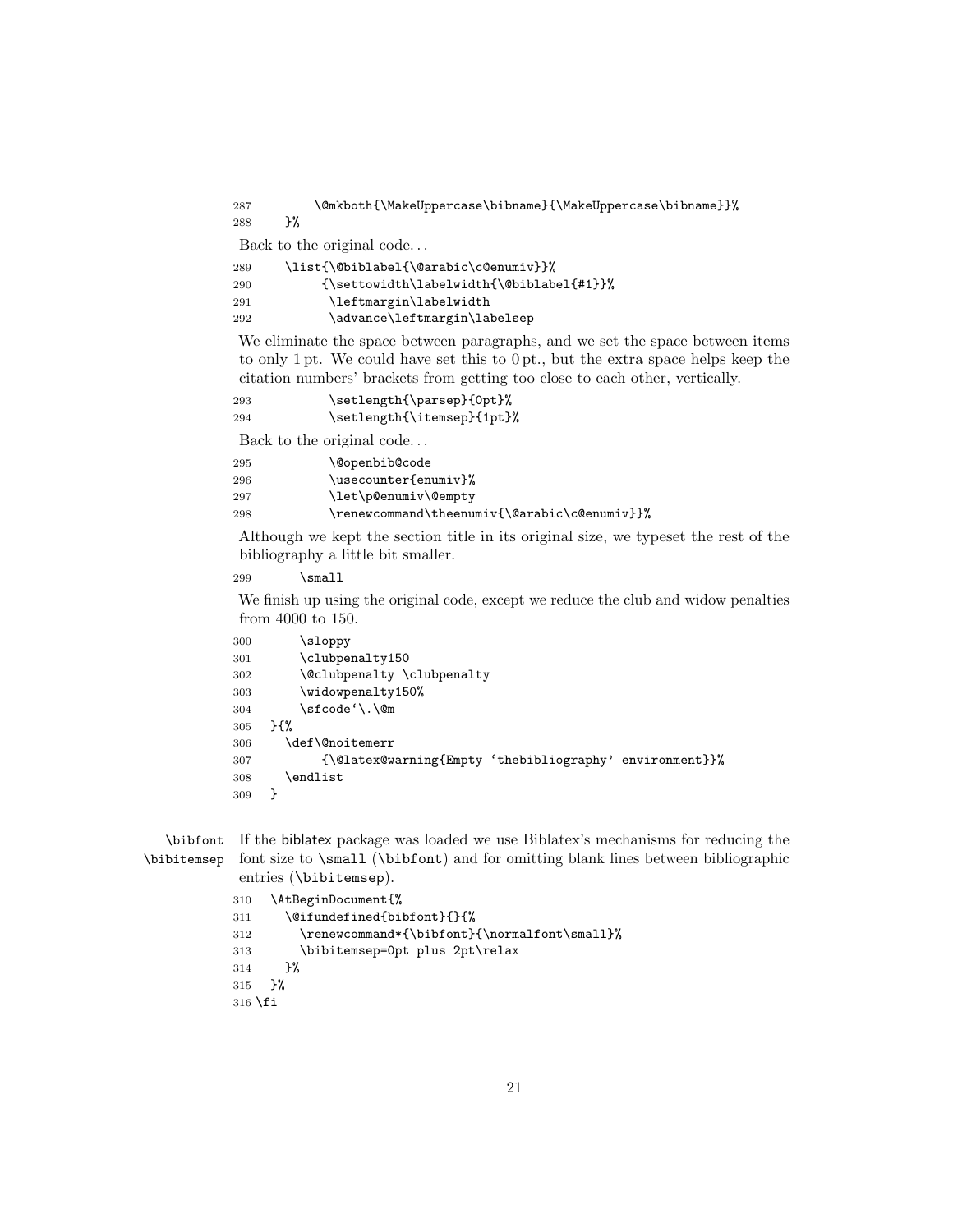```
287         \@mkboth{\MakeUppercase\bibname}{\MakeUppercase\bibname}}%
288     }%
```

Back to the original code...

```
289     \list{\@biblabel{\@arabic\c@enumiv}}%
290          {\settowidth\labelwidth{\@biblabel{#1}}%
291           \leftmargin\labelwidth
292           \advance\leftmargin\labelsep
```

We eliminate the space between paragraphs, and we set the space between items to only 1 pt. We could have set this to 0 pt., but the extra space helps keep the citation numbers' brackets from getting too close to each other, vertically.

```
293           \setlength{\parsep}{0pt}%
294           \setlength{\itemsep}{1pt}%
```

Back to the original code...

```
295           \@openbib@code
296           \usecounter{enumiv}%
297           \let\p@enumiv\@empty
298           \renewcommand\theenumiv{\@arabic\c@enumiv}}%
```

Although we kept the section title in its original size, we typeset the rest of the bibliography a little bit smaller.

```
299       \small
```

We finish up using the original code, except we reduce the club and widow penalties from 4000 to 150.

```
300       \sloppy
301       \clubpenalty150
302       \@clubpenalty \clubpenalty
303       \widowpenalty150%
304       \sfcode`\.\@m
305   }{%
306     \def\@noitemerr
307          {\@latex@warning{Empty `thebibliography' environment}}%
308     \endlist
309   }
```

`\bibfont` `\bibitemsep` If the biblatex package was loaded we use Biblatex's mechanisms for reducing the font size to `\small` (`\bibfont`) and for omitting blank lines between bibliographic entries (`\bibitemsep`).

```
310   \AtBeginDocument{%
311     \@ifundefined{bibfont}{}{%
312       \renewcommand*{\bibfont}{\normalfont\small}%
313       \bibitemsep=0pt plus 2pt\relax
314     }%
315   }%
316 \fi
```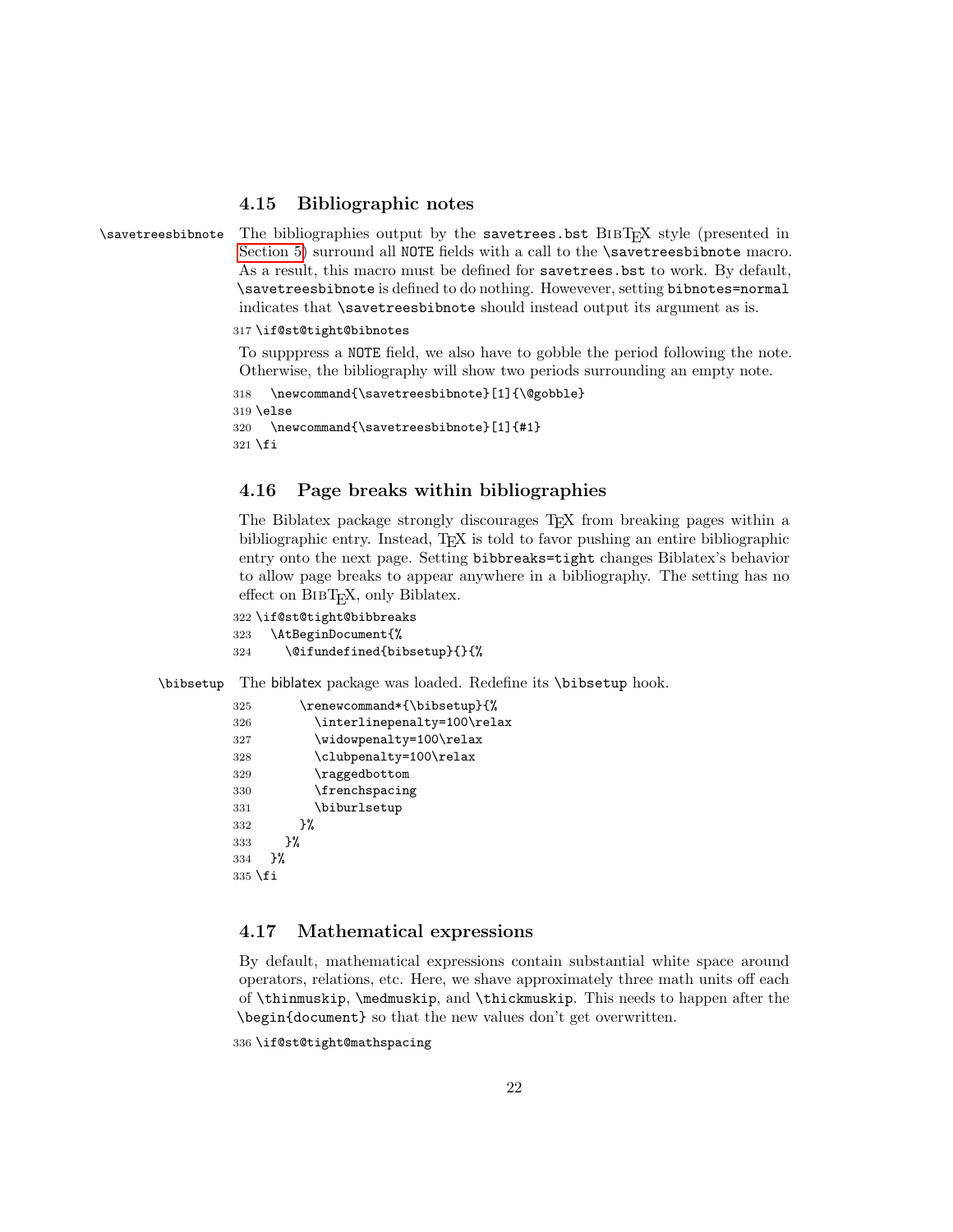### 4.15 Bibliographic notes

\savetreesbibnote The bibliographies output by the savetrees.bst BibTeX style (presented in Section 5) surround all NOTE fields with a call to the \savetreesbibnote macro. As a result, this macro must be defined for savetrees.bst to work. By default, \savetreesbibnote is defined to do nothing. Howevever, setting bibnotes=normal indicates that \savetreesbibnote should instead output its argument as is.

```
317 \if@st@tight@bibnotes
```

To supppress a NOTE field, we also have to gobble the period following the note. Otherwise, the bibliography will show two periods surrounding an empty note.

```
318   \newcommand{\savetreesbibnote}[1]{\@gobble}
319 \else
320   \newcommand{\savetreesbibnote}[1]{#1}
321 \fi
```

### 4.16 Page breaks within bibliographies

The Biblatex package strongly discourages TeX from breaking pages within a bibliographic entry. Instead, TeX is told to favor pushing an entire bibliographic entry onto the next page. Setting bibbreaks=tight changes Biblatex's behavior to allow page breaks to appear anywhere in a bibliography. The setting has no effect on BibTeX, only Biblatex.

```
322 \if@st@tight@bibbreaks
323   \AtBeginDocument{%
324     \@ifundefined{bibsetup}{}{%
```

\bibsetup The biblatex package was loaded. Redefine its \bibsetup hook.

```
325       \renewcommand*{\bibsetup}{%
326         \interlinepenalty=100\relax
327         \widowpenalty=100\relax
328         \clubpenalty=100\relax
329         \raggedbottom
330         \frenchspacing
331         \biburlsetup
332       }%
333     }%
334   }%
335 \fi
```

### 4.17 Mathematical expressions

By default, mathematical expressions contain substantial white space around operators, relations, etc. Here, we shave approximately three math units off each of \thinmuskip, \medmuskip, and \thickmuskip. This needs to happen after the \begin{document} so that the new values don't get overwritten.

```
336 \if@st@tight@mathspacing
```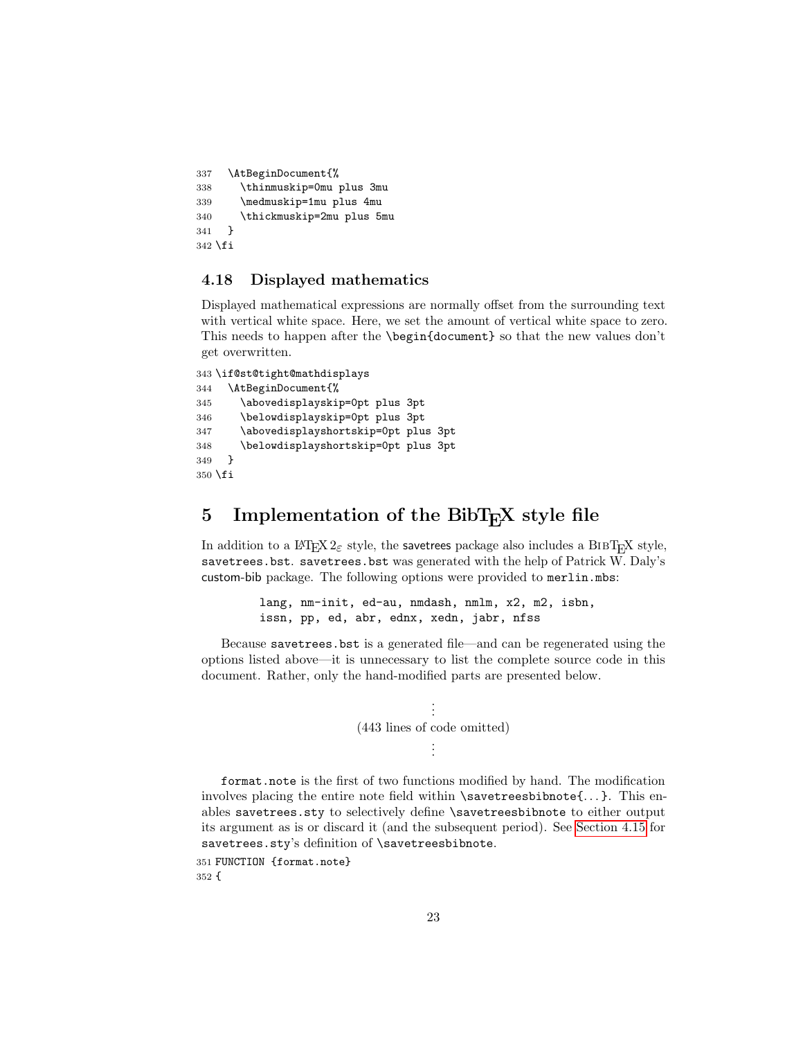```
337   \AtBeginDocument{%
338     \thinmuskip=0mu plus 3mu
339     \medmuskip=1mu plus 4mu
340     \thickmuskip=2mu plus 5mu
341   }
342 \fi
```

### 4.18 Displayed mathematics

Displayed mathematical expressions are normally offset from the surrounding text with vertical white space. Here, we set the amount of vertical white space to zero. This needs to happen after the `\begin{document}` so that the new values don't get overwritten.

```
343 \if@st@tight@mathdisplays
344   \AtBeginDocument{%
345     \abovedisplayskip=0pt plus 3pt
346     \belowdisplayskip=0pt plus 3pt
347     \abovedisplayshortskip=0pt plus 3pt
348     \belowdisplayshortskip=0pt plus 3pt
349   }
350 \fi
```

## 5 Implementation of the BibTEX style file

In addition to a LaTeX 2ε style, the savetrees package also includes a BibTEX style, `savetrees.bst`. `savetrees.bst` was generated with the help of Patrick W. Daly's custom-bib package. The following options were provided to `merlin.mbs`:

> `lang, nm-init, ed-au, nmdash, nmlm, x2, m2, isbn, issn, pp, ed, abr, ednx, xedn, jabr, nfss`

Because `savetrees.bst` is a generated file—and can be regenerated using the options listed above—it is unnecessary to list the complete source code in this document. Rather, only the hand-modified parts are presented below.

⋮
(443 lines of code omitted)
⋮

`format.note` is the first of two functions modified by hand. The modification involves placing the entire note field within `\savetreesbibnote{...}`. This enables `savetrees.sty` to selectively define `\savetreesbibnote` to either output its argument as is or discard it (and the subsequent period). See Section 4.15 for `savetrees.sty`'s definition of `\savetreesbibnote`.

```
351 FUNCTION {format.note}
352 {
```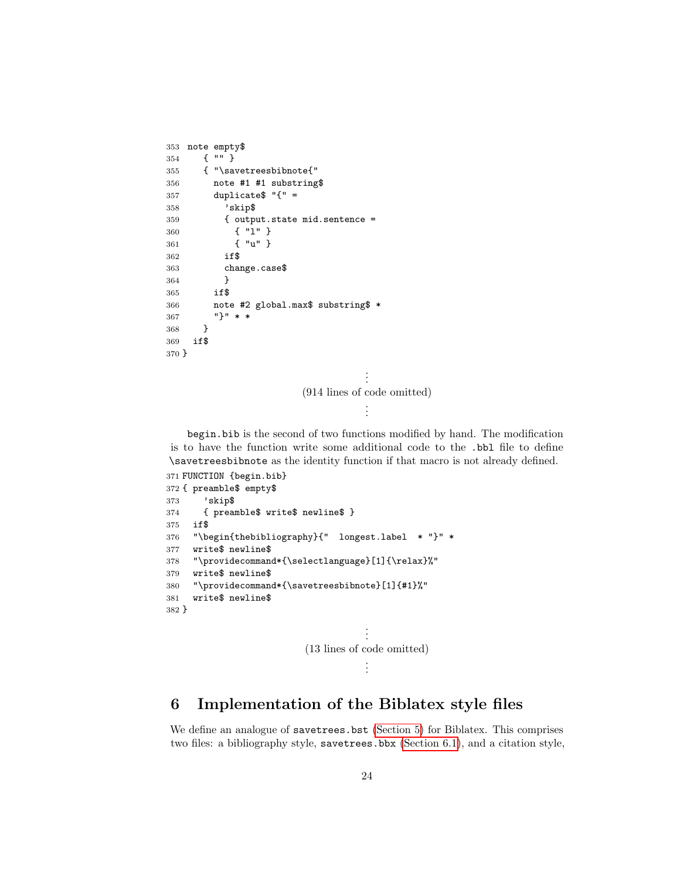```
353 note empty$
354   { "" }
355   { "\savetreesbibnote{"
356     note #1 #1 substring$
357     duplicate$ "{" =
358       'skip$
359       { output.state mid.sentence =
360         { "l" }
361         { "u" }
362       if$
363       change.case$
364       }
365     if$
366     note #2 global.max$ substring$ *
367     "}" * *
368   }
369 if$
370 }
```

⋮
(914 lines of code omitted)
⋮

begin.bib is the second of two functions modified by hand. The modification is to have the function write some additional code to the .bbl file to define \savetreesbibnote as the identity function if that macro is not already defined.

```
371 FUNCTION {begin.bib}
372 { preamble$ empty$
373     'skip$
374     { preamble$ write$ newline$ }
375   if$
376   "\begin{thebibliography}{"  longest.label  * "}" *
377   write$ newline$
378   "\providecommand*{\selectlanguage}[1]{\relax}%"
379   write$ newline$
380   "\providecommand*{\savetreesbibnote}[1]{#1}%"
381   write$ newline$
382 }
```

⋮
(13 lines of code omitted)
⋮

## 6 Implementation of the Biblatex style files

We define an analogue of savetrees.bst (Section 5) for Biblatex. This comprises two files: a bibliography style, savetrees.bbx (Section 6.1), and a citation style,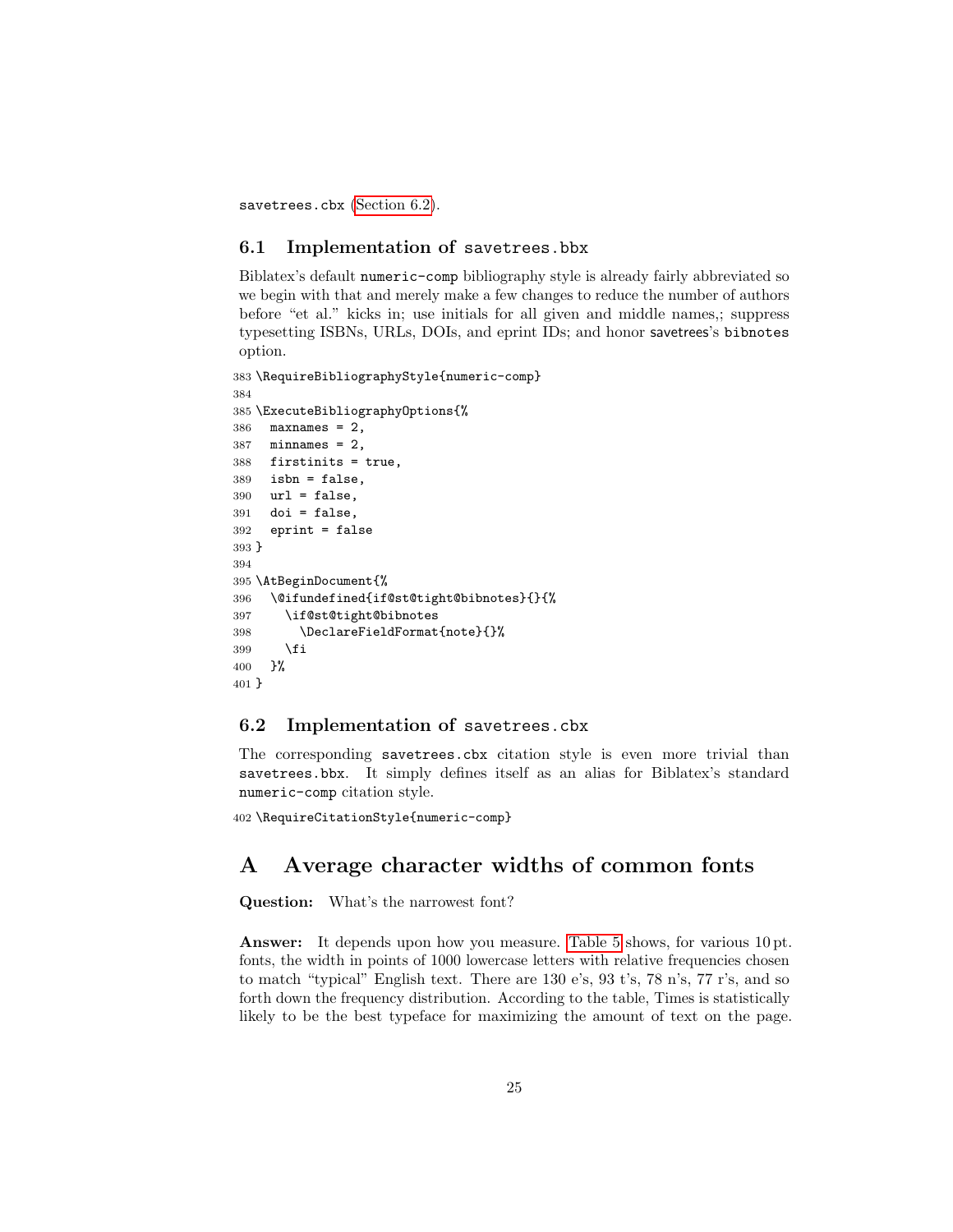savetrees.cbx (Section 6.2).

### 6.1 Implementation of savetrees.bbx

Biblatex's default numeric-comp bibliography style is already fairly abbreviated so we begin with that and merely make a few changes to reduce the number of authors before "et al." kicks in; use initials for all given and middle names,; suppress typesetting ISBNs, URLs, DOIs, and eprint IDs; and honor savetrees's bibnotes option.

```
383 \RequireBibliographyStyle{numeric-comp}
384
385 \ExecuteBibliographyOptions{%
386   maxnames = 2,
387   minnames = 2,
388   firstinits = true,
389   isbn = false,
390   url = false,
391   doi = false,
392   eprint = false
393 }
394
395 \AtBeginDocument{%
396   \@ifundefined{if@st@tight@bibnotes}{}{%
397     \if@st@tight@bibnotes
398       \DeclareFieldFormat{note}{}%
399     \fi
400   }%
401 }
```

### 6.2 Implementation of savetrees.cbx

The corresponding savetrees.cbx citation style is even more trivial than savetrees.bbx. It simply defines itself as an alias for Biblatex's standard numeric-comp citation style.

```
402 \RequireCitationStyle{numeric-comp}
```

## A Average character widths of common fonts

**Question:** What's the narrowest font?

**Answer:** It depends upon how you measure. Table 5 shows, for various 10 pt. fonts, the width in points of 1000 lowercase letters with relative frequencies chosen to match "typical" English text. There are 130 e's, 93 t's, 78 n's, 77 r's, and so forth down the frequency distribution. According to the table, Times is statistically likely to be the best typeface for maximizing the amount of text on the page.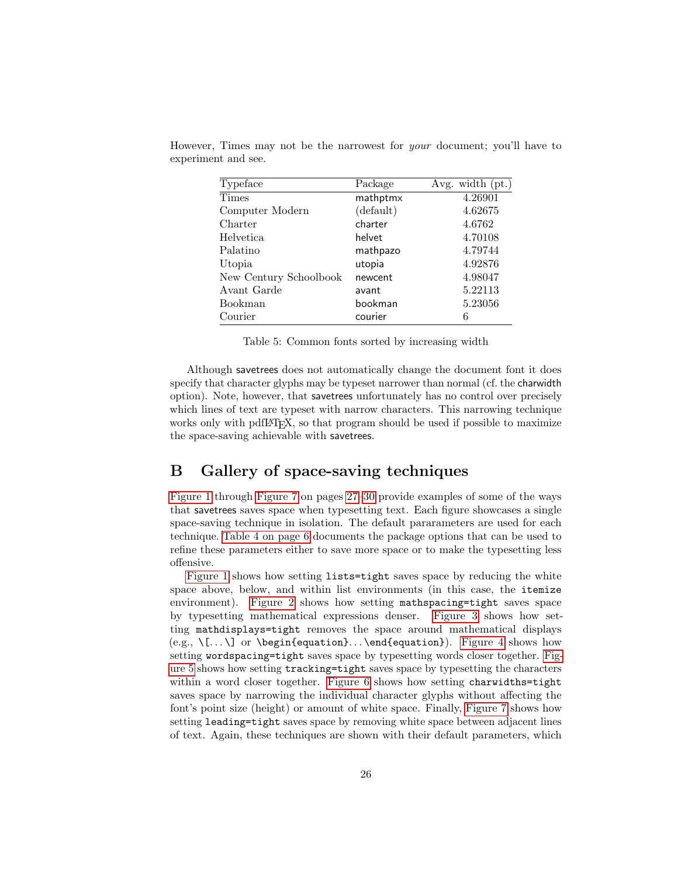However, Times may not be the narrowest for *your* document; you'll have to experiment and see.

| Typeface | Package | Avg. width (pt.) |
|---|---|---|
| Times | mathptmx | 4.26901 |
| Computer Modern | (default) | 4.62675 |
| Charter | charter | 4.6762 |
| Helvetica | helvet | 4.70108 |
| Palatino | mathpazo | 4.79744 |
| Utopia | utopia | 4.92876 |
| New Century Schoolbook | newcent | 4.98047 |
| Avant Garde | avant | 5.22113 |
| Bookman | bookman | 5.23056 |
| Courier | courier | 6 |

Table 5: Common fonts sorted by increasing width

Although savetrees does not automatically change the document font it does specify that character glyphs may be typeset narrower than normal (cf. the charwidth option). Note, however, that savetrees unfortunately has no control over precisely which lines of text are typeset with narrow characters. This narrowing technique works only with pdfLaTeX, so that program should be used if possible to maximize the space-saving achievable with savetrees.

# B Gallery of space-saving techniques

Figure 1 through Figure 7 on pages 27–30 provide examples of some of the ways that savetrees saves space when typesetting text. Each figure showcases a single space-saving technique in isolation. The default pararameters are used for each technique. Table 4 on page 6 documents the package options that can be used to refine these parameters either to save more space or to make the typesetting less offensive.

Figure 1 shows how setting `lists=tight` saves space by reducing the white space above, below, and within list environments (in this case, the `itemize` environment). Figure 2 shows how setting `mathspacing=tight` saves space by typesetting mathematical expressions denser. Figure 3 shows how setting `mathdisplays=tight` removes the space around mathematical displays (e.g., `\[`...`\]` or `\begin{equation}`...`\end{equation}`). Figure 4 shows how setting `wordspacing=tight` saves space by typesetting words closer together. Figure 5 shows how setting `tracking=tight` saves space by typesetting the characters within a word closer together. Figure 6 shows how setting `charwidths=tight` saves space by narrowing the individual character glyphs without affecting the font's point size (height) or amount of white space. Finally, Figure 7 shows how setting `leading=tight` saves space by removing white space between adjacent lines of text. Again, these techniques are shown with their default parameters, which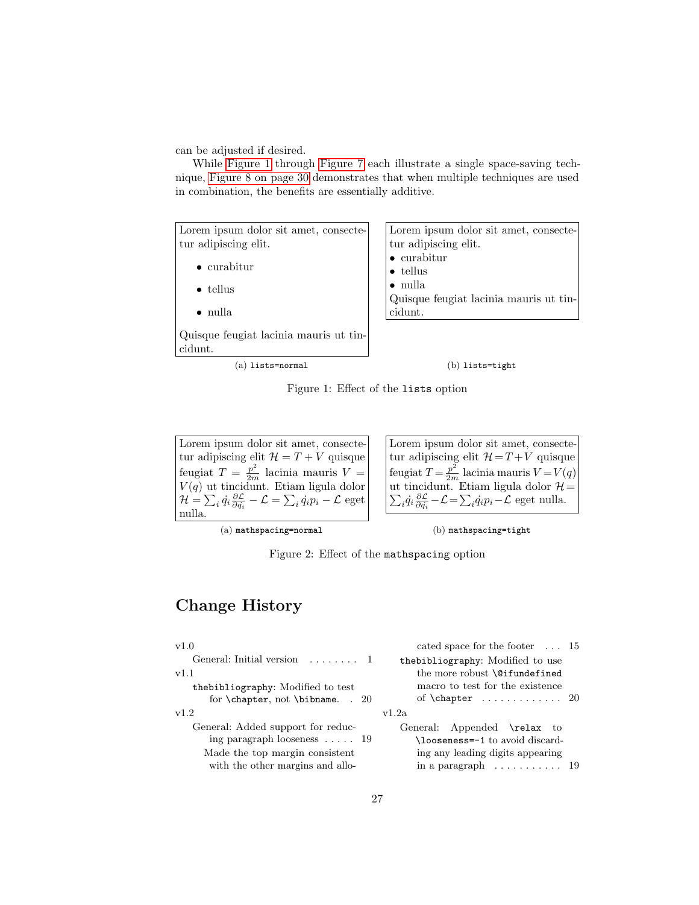can be adjusted if desired.

While Figure 1 through Figure 7 each illustrate a single space-saving technique, Figure 8 on page 30 demonstrates that when multiple techniques are used in combination, the benefits are essentially additive.

Lorem ipsum dolor sit amet, consectetur adipiscing elit.

- curabitur
- tellus
- nulla

Quisque feugiat lacinia mauris ut tincidunt.

(a) `lists=normal`

Lorem ipsum dolor sit amet, consectetur adipiscing elit.
• curabitur
• tellus
• nulla
Quisque feugiat lacinia mauris ut tincidunt.

(b) `lists=tight`

Figure 1: Effect of the `lists` option

Lorem ipsum dolor sit amet, consectetur adipiscing elit $\mathcal{H} = T + V$ quisque feugiat $T = \frac{p^2}{2m}$ lacinia mauris $V = V(q)$ ut tincidunt. Etiam ligula dolor $\mathcal{H} = \sum_i \dot{q}_i \frac{\partial \mathcal{L}}{\partial \dot{q}_i} - \mathcal{L} = \sum_i \dot{q}_i p_i - \mathcal{L}$ eget nulla.

(a) `mathspacing=normal`

Lorem ipsum dolor sit amet, consectetur adipiscing elit $\mathcal{H}{=}T{+}V$ quisque feugiat $T{=}\frac{p^2}{2m}$ lacinia mauris $V{=}V(q)$ ut tincidunt. Etiam ligula dolor $\mathcal{H}{=}\sum_i \dot{q}_i \frac{\partial \mathcal{L}}{\partial \dot{q}_i}{-}\mathcal{L}{=}\sum_i \dot{q}_i p_i{-}\mathcal{L}$ eget nulla.

(b) `mathspacing=tight`

Figure 2: Effect of the `mathspacing` option

## Change History

v1.0
  General: Initial version . . . . . . . . 1

v1.1
  `thebibliography`: Modified to test for `\chapter`, not `\bibname`. . 20

v1.2
  General: Added support for reducing paragraph looseness . . . . . 19
  Made the top margin consistent with the other margins and allocated space for the footer . . . 15
  `thebibliography`: Modified to use the more robust `\@ifundefined` macro to test for the existence of `\chapter` . . . . . . . . . . . . . 20

v1.2a
  General: Appended `\relax` to `\looseness=-1` to avoid discarding any leading digits appearing in a paragraph . . . . . . . . . . . 19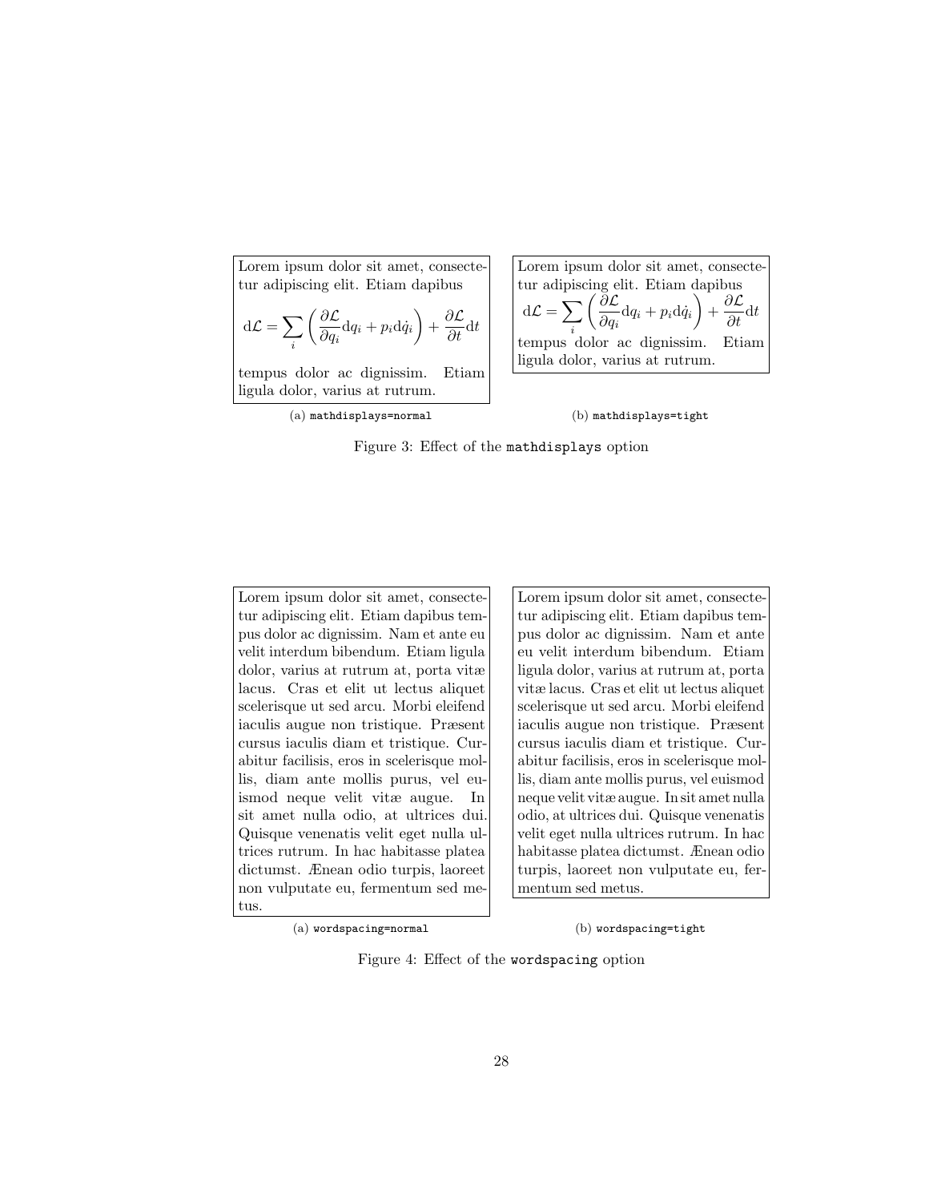Lorem ipsum dolor sit amet, consectetur adipiscing elit. Etiam dapibus

$$\mathrm{d}\mathcal{L} = \sum_i \left( \frac{\partial \mathcal{L}}{\partial q_i} \mathrm{d}q_i + p_i \mathrm{d}\dot{q}_i \right) + \frac{\partial \mathcal{L}}{\partial t} \mathrm{d}t$$

tempus dolor ac dignissim. Etiam ligula dolor, varius at rutrum.

(a) `mathdisplays=normal`

Lorem ipsum dolor sit amet, consectetur adipiscing elit. Etiam dapibus

$$\mathrm{d}\mathcal{L} = \sum_i \left( \frac{\partial \mathcal{L}}{\partial q_i} \mathrm{d}q_i + p_i \mathrm{d}\dot{q}_i \right) + \frac{\partial \mathcal{L}}{\partial t} \mathrm{d}t$$

tempus dolor ac dignissim. Etiam ligula dolor, varius at rutrum.

(b) `mathdisplays=tight`

Figure 3: Effect of the `mathdisplays` option

Lorem ipsum dolor sit amet, consectetur adipiscing elit. Etiam dapibus tempus dolor ac dignissim. Nam et ante eu velit interdum bibendum. Etiam ligula dolor, varius at rutrum at, porta vitæ lacus. Cras et elit ut lectus aliquet scelerisque ut sed arcu. Morbi eleifend iaculis augue non tristique. Præsent cursus iaculis diam et tristique. Curabitur facilisis, eros in scelerisque mollis, diam ante mollis purus, vel euismod neque velit vitæ augue. In sit amet nulla odio, at ultrices dui. Quisque venenatis velit eget nulla ultrices rutrum. In hac habitasse platea dictumst. Ænean odio turpis, laoreet non vulputate eu, fermentum sed metus.

(a) `wordspacing=normal`

Lorem ipsum dolor sit amet, consectetur adipiscing elit. Etiam dapibus tempus dolor ac dignissim. Nam et ante eu velit interdum bibendum. Etiam ligula dolor, varius at rutrum at, porta vitæ lacus. Cras et elit ut lectus aliquet scelerisque ut sed arcu. Morbi eleifend iaculis augue non tristique. Præsent cursus iaculis diam et tristique. Curabitur facilisis, eros in scelerisque mollis, diam ante mollis purus, vel euismod neque velit vitæ augue. In sit amet nulla odio, at ultrices dui. Quisque venenatis velit eget nulla ultrices rutrum. In hac habitasse platea dictumst. Ænean odio turpis, laoreet non vulputate eu, fermentum sed metus.

(b) `wordspacing=tight`

Figure 4: Effect of the `wordspacing` option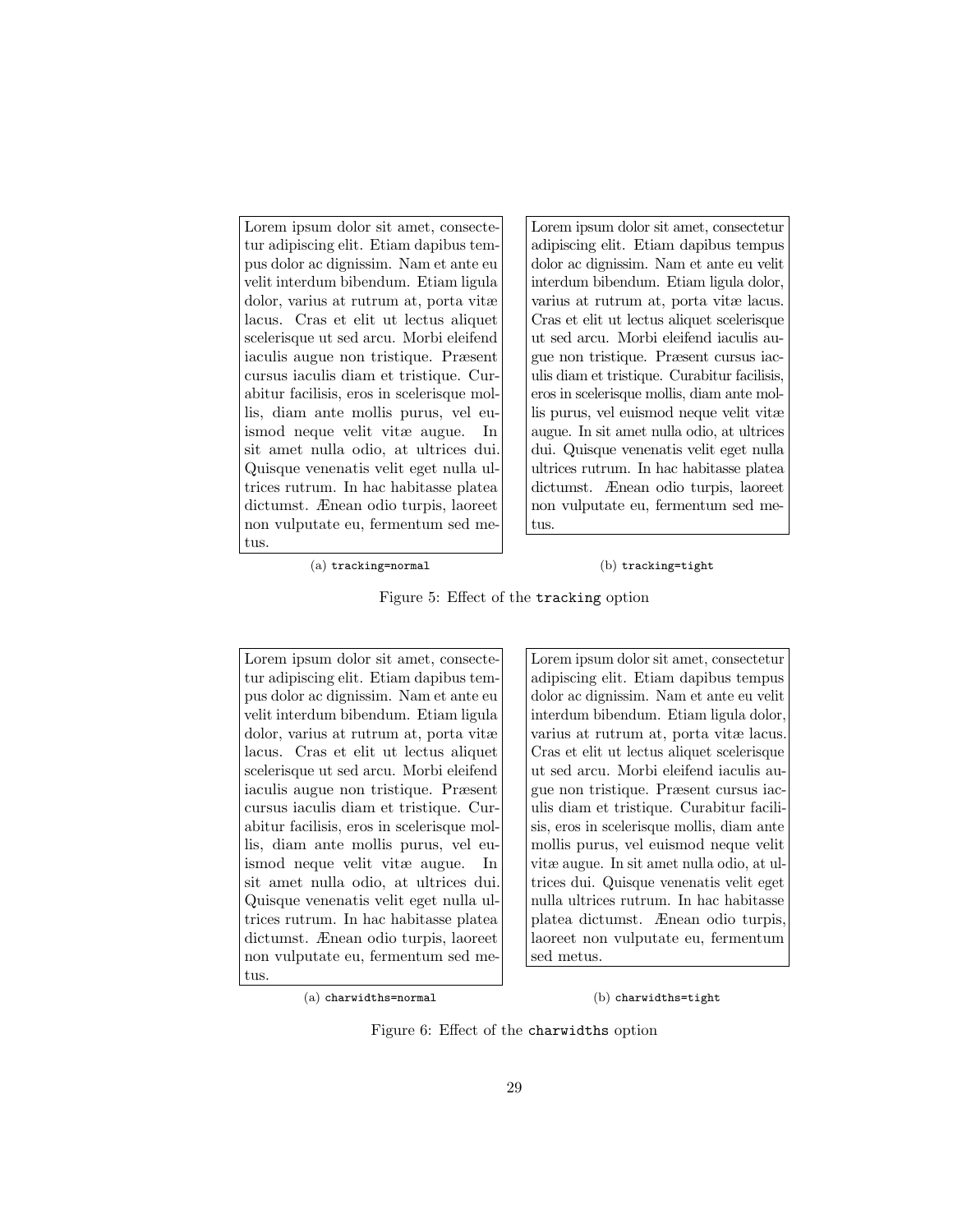Lorem ipsum dolor sit amet, consectetur adipiscing elit. Etiam dapibus tempus dolor ac dignissim. Nam et ante eu velit interdum bibendum. Etiam ligula dolor, varius at rutrum at, porta vitæ lacus. Cras et elit ut lectus aliquet scelerisque ut sed arcu. Morbi eleifend iaculis augue non tristique. Præsent cursus iaculis diam et tristique. Curabitur facilisis, eros in scelerisque mollis, diam ante mollis purus, vel euismod neque velit vitæ augue. In sit amet nulla odio, at ultrices dui. Quisque venenatis velit eget nulla ultrices rutrum. In hac habitasse platea dictumst. Ænean odio turpis, laoreet non vulputate eu, fermentum sed metus.

(a) `tracking=normal`

Lorem ipsum dolor sit amet, consectetur adipiscing elit. Etiam dapibus tempus dolor ac dignissim. Nam et ante eu velit interdum bibendum. Etiam ligula dolor, varius at rutrum at, porta vitæ lacus. Cras et elit ut lectus aliquet scelerisque ut sed arcu. Morbi eleifend iaculis augue non tristique. Præsent cursus iaculis diam et tristique. Curabitur facilisis, eros in scelerisque mollis, diam ante mollis purus, vel euismod neque velit vitæ augue. In sit amet nulla odio, at ultrices dui. Quisque venenatis velit eget nulla ultrices rutrum. In hac habitasse platea dictumst. Ænean odio turpis, laoreet non vulputate eu, fermentum sed metus.

(b) `tracking=tight`

Figure 5: Effect of the `tracking` option

Lorem ipsum dolor sit amet, consectetur adipiscing elit. Etiam dapibus tempus dolor ac dignissim. Nam et ante eu velit interdum bibendum. Etiam ligula dolor, varius at rutrum at, porta vitæ lacus. Cras et elit ut lectus aliquet scelerisque ut sed arcu. Morbi eleifend iaculis augue non tristique. Præsent cursus iaculis diam et tristique. Curabitur facilisis, eros in scelerisque mollis, diam ante mollis purus, vel euismod neque velit vitæ augue. In sit amet nulla odio, at ultrices dui. Quisque venenatis velit eget nulla ultrices rutrum. In hac habitasse platea dictumst. Ænean odio turpis, laoreet non vulputate eu, fermentum sed metus.

(a) `charwidths=normal`

Lorem ipsum dolor sit amet, consectetur adipiscing elit. Etiam dapibus tempus dolor ac dignissim. Nam et ante eu velit interdum bibendum. Etiam ligula dolor, varius at rutrum at, porta vitæ lacus. Cras et elit ut lectus aliquet scelerisque ut sed arcu. Morbi eleifend iaculis augue non tristique. Præsent cursus iaculis diam et tristique. Curabitur facilisis, eros in scelerisque mollis, diam ante mollis purus, vel euismod neque velit vitæ augue. In sit amet nulla odio, at ultrices dui. Quisque venenatis velit eget nulla ultrices rutrum. In hac habitasse platea dictumst. Ænean odio turpis, laoreet non vulputate eu, fermentum sed metus.

(b) `charwidths=tight`

Figure 6: Effect of the `charwidths` option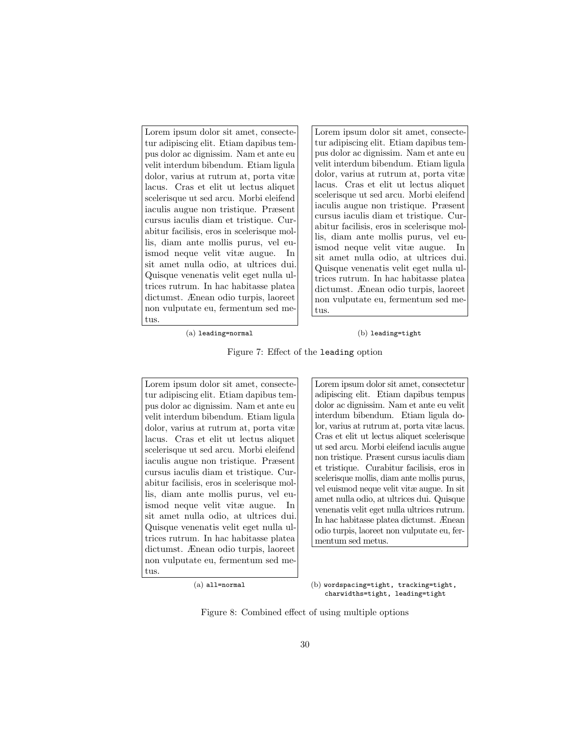Lorem ipsum dolor sit amet, consectetur adipiscing elit. Etiam dapibus tempus dolor ac dignissim. Nam et ante eu velit interdum bibendum. Etiam ligula dolor, varius at rutrum at, porta vitæ lacus. Cras et elit ut lectus aliquet scelerisque ut sed arcu. Morbi eleifend iaculis augue non tristique. Præsent cursus iaculis diam et tristique. Curabitur facilisis, eros in scelerisque mollis, diam ante mollis purus, vel euismod neque velit vitæ augue. In sit amet nulla odio, at ultrices dui. Quisque venenatis velit eget nulla ultrices rutrum. In hac habitasse platea dictumst. Ænean odio turpis, laoreet non vulputate eu, fermentum sed metus.

(a) `leading=normal`

Lorem ipsum dolor sit amet, consectetur adipiscing elit. Etiam dapibus tempus dolor ac dignissim. Nam et ante eu velit interdum bibendum. Etiam ligula dolor, varius at rutrum at, porta vitæ lacus. Cras et elit ut lectus aliquet scelerisque ut sed arcu. Morbi eleifend iaculis augue non tristique. Præsent cursus iaculis diam et tristique. Curabitur facilisis, eros in scelerisque mollis, diam ante mollis purus, vel euismod neque velit vitæ augue. In sit amet nulla odio, at ultrices dui. Quisque venenatis velit eget nulla ultrices rutrum. In hac habitasse platea dictumst. Ænean odio turpis, laoreet non vulputate eu, fermentum sed metus.

(b) `leading=tight`

Figure 7: Effect of the `leading` option

Lorem ipsum dolor sit amet, consectetur adipiscing elit. Etiam dapibus tempus dolor ac dignissim. Nam et ante eu velit interdum bibendum. Etiam ligula dolor, varius at rutrum at, porta vitæ lacus. Cras et elit ut lectus aliquet scelerisque ut sed arcu. Morbi eleifend iaculis augue non tristique. Præsent cursus iaculis diam et tristique. Curabitur facilisis, eros in scelerisque mollis, diam ante mollis purus, vel euismod neque velit vitæ augue. In sit amet nulla odio, at ultrices dui. Quisque venenatis velit eget nulla ultrices rutrum. In hac habitasse platea dictumst. Ænean odio turpis, laoreet non vulputate eu, fermentum sed metus.

(a) `all=normal`

Lorem ipsum dolor sit amet, consectetur adipiscing elit. Etiam dapibus tempus dolor ac dignissim. Nam et ante eu velit interdum bibendum. Etiam ligula dolor, varius at rutrum at, porta vitæ lacus. Cras et elit ut lectus aliquet scelerisque ut sed arcu. Morbi eleifend iaculis augue non tristique. Præsent cursus iaculis diam et tristique. Curabitur facilisis, eros in scelerisque mollis, diam ante mollis purus, vel euismod neque velit vitæ augue. In sit amet nulla odio, at ultrices dui. Quisque venenatis velit eget nulla ultrices rutrum. In hac habitasse platea dictumst. Ænean odio turpis, laoreet non vulputate eu, fermentum sed metus.

(b) `wordspacing=tight, tracking=tight, charwidths=tight, leading=tight`

Figure 8: Combined effect of using multiple options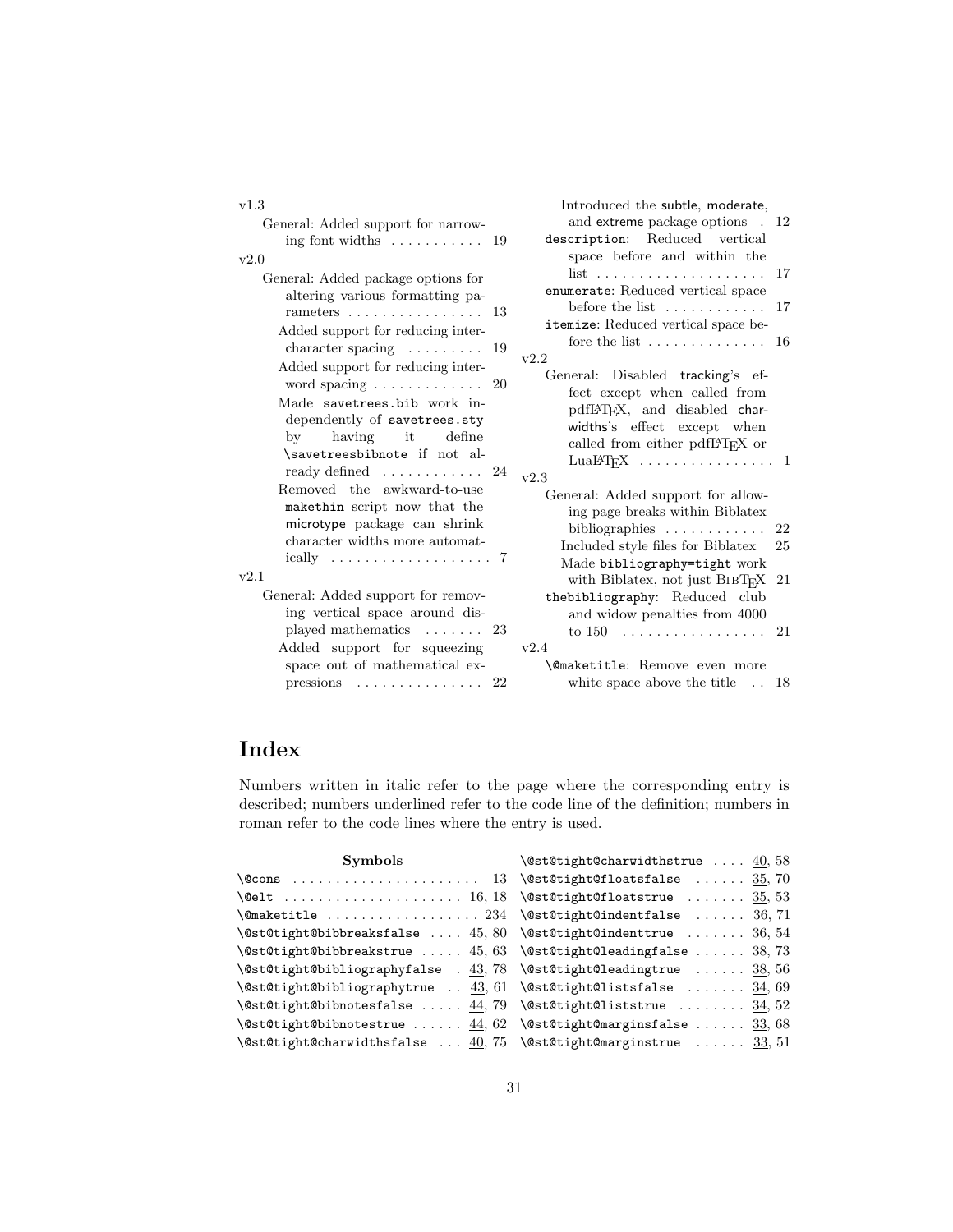v1.3

- General: Added support for narrowing font widths . . . . . . . . . . . 19

v2.0

- General: Added package options for altering various formatting parameters . . . . . . . . . . . . . . . . 13
  - Added support for reducing intercharacter spacing . . . . . . . . . 19
  - Added support for reducing interword spacing . . . . . . . . . . . . . 20
  - Made `savetrees.bib` work independently of `savetrees.sty` by having it define `\savetreesbibnote` if not already defined . . . . . . . . . . . 24
  - Removed the awkward-to-use `makethin` script now that the microtype package can shrink character widths more automatically . . . . . . . . . . . . . . . . . . . 7

v2.1

- General: Added support for removing vertical space around displayed mathematics . . . . . . . 23
  - Added support for squeezing space out of mathematical expressions . . . . . . . . . . . . . . . 22
  - Introduced the subtle, moderate, and extreme package options . 12
- `description`: Reduced vertical space before and within the list . . . . . . . . . . . . . . . . . . . . 17
- `enumerate`: Reduced vertical space before the list . . . . . . . . . . . . 17
- `itemize`: Reduced vertical space before the list . . . . . . . . . . . . . . 16

v2.2

- General: Disabled tracking's effect except when called from pdfLaTeX, and disabled charwidths's effect except when called from either pdfLaTeX or LuaLaTeX . . . . . . . . . . . . . . . . 1

v2.3

- General: Added support for allowing page breaks within Biblatex bibliographies . . . . . . . . . . . . 22
  - Included style files for Biblatex 25
  - Made `bibliography=tight` work with Biblatex, not just BibTeX 21
- `thebibliography`: Reduced club and widow penalties from 4000 to 150 . . . . . . . . . . . . . . . . . 21

v2.4

- `\@maketitle`: Remove even more white space above the title . . 18

# Index

Numbers written in italic refer to the page where the corresponding entry is described; numbers underlined refer to the code line of the definition; numbers in roman refer to the code lines where the entry is used.

**Symbols**

- `\@cons` . . . . . . . . . . . . . . . . . . . . . . 13
- `\@elt` . . . . . . . . . . . . . . . . . . . . . 16, 18
- `\@maketitle` . . . . . . . . . . . . . . . . . . 234
- `\@st@tight@bibbreaksfalse` . . . . 45, 80
- `\@st@tight@bibbreakstrue` . . . . . 45, 63
- `\@st@tight@bibliographyfalse` . 43, 78
- `\@st@tight@bibliographytrue` . . 43, 61
- `\@st@tight@bibnotesfalse` . . . . . 44, 79
- `\@st@tight@bibnotestrue` . . . . . . 44, 62
- `\@st@tight@charwidthsfalse` . . . 40, 75
- `\@st@tight@charwidthstrue` . . . . 40, 58
- `\@st@tight@floatsfalse` . . . . . . 35, 70
- `\@st@tight@floatstrue` . . . . . . . 35, 53
- `\@st@tight@indentfalse` . . . . . . 36, 71
- `\@st@tight@indenttrue` . . . . . . . 36, 54
- `\@st@tight@leadingfalse` . . . . . . 38, 73
- `\@st@tight@leadingtrue` . . . . . . 38, 56
- `\@st@tight@listsfalse` . . . . . . . 34, 69
- `\@st@tight@liststrue` . . . . . . . . 34, 52
- `\@st@tight@marginsfalse` . . . . . . 33, 68
- `\@st@tight@marginstrue` . . . . . . 33, 51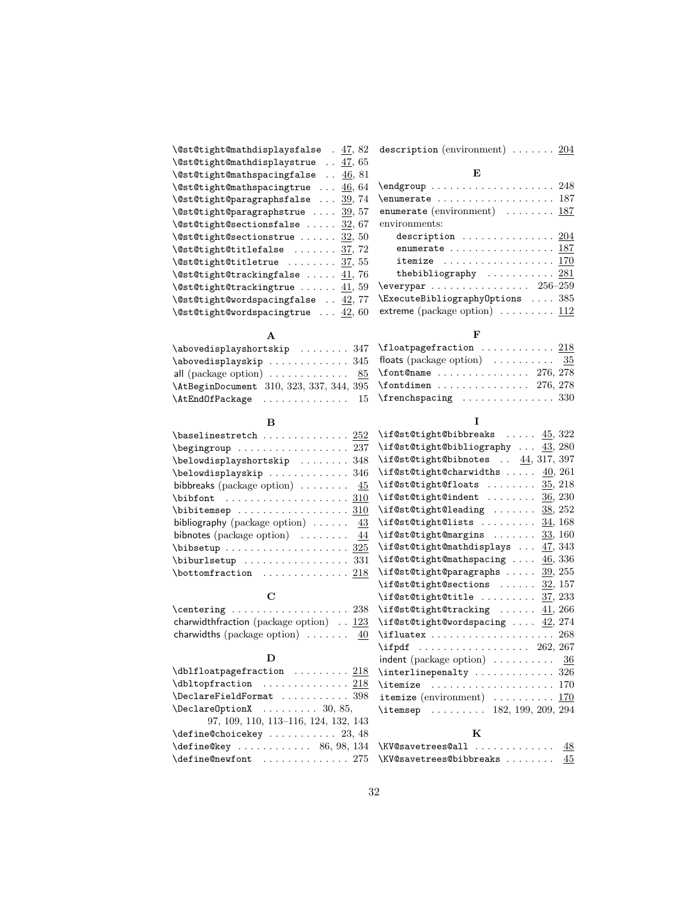\@st@tight@mathdisplaysfalse . 47, 82
\@st@tight@mathdisplaystrue .. 47, 65
\@st@tight@mathspacingfalse .. 46, 81
\@st@tight@mathspacingtrue ... 46, 64
\@st@tight@paragraphsfalse ... 39, 74
\@st@tight@paragraphstrue .... 39, 57
\@st@tight@sectionsfalse ..... 32, 67
\@st@tight@sectionstrue ...... 32, 50
\@st@tight@titlefalse ....... 37, 72
\@st@tight@titletrue ........ 37, 55
\@st@tight@trackingfalse ..... 41, 76
\@st@tight@trackingtrue ...... 41, 59
\@st@tight@wordspacingfalse .. 42, 77
\@st@tight@wordspacingtrue ... 42, 60

**A**

\abovedisplayshortskip ........ 347
\abovedisplayskip ............ 345
all (package option) ............ 85
\AtBeginDocument 310, 323, 337, 344, 395
\AtEndOfPackage ............. 15

**B**

\baselinestretch ............. 252
\begingroup ................. 237
\belowdisplayshortskip ........ 348
\belowdisplayskip ............ 346
bibbreaks (package option) ........ 45
\bibfont .................... 310
\bibitemsep .................. 310
bibliography (package option) ...... 43
bibnotes (package option) ........ 44
\bibsetup .................... 325
\biburlsetup ................. 331
\bottomfraction .............. 218

**C**

\centering .................. 238
charwidthfraction (package option) .. 123
charwidths (package option) ....... 40

**D**

\dblfloatpagefraction ......... 218
\dbltopfraction .............. 218
\DeclareFieldFormat ........... 398
\DeclareOptionX ......... 30, 85, 97, 109, 110, 113–116, 124, 132, 143
\define@choicekey ........... 23, 48
\define@key ............ 86, 98, 134
\define@newfont .............. 275

description (environment) ....... 204

**E**

\endgroup .................... 248
\enumerate ................... 187
enumerate (environment) ........ 187
environments:
  description ............... 204
  enumerate ................. 187
  itemize .................. 170
  thebibliography ........... 281
\everypar ................ 256–259
\ExecuteBibliographyOptions .... 385
extreme (package option) ......... 112

**F**

\floatpagefraction ............ 218
floats (package option) .......... 35
\font@name ............... 276, 278
\fontdimen ............... 276, 278
\frenchspacing ............... 330

**I**

\if@st@tight@bibbreaks ..... 45, 322
\if@st@tight@bibliography ... 43, 280
\if@st@tight@bibnotes .. 44, 317, 397
\if@st@tight@charwidths ..... 40, 261
\if@st@tight@floats ........ 35, 218
\if@st@tight@indent ........ 36, 230
\if@st@tight@leading ....... 38, 252
\if@st@tight@lists ......... 34, 168
\if@st@tight@margins ....... 33, 160
\if@st@tight@mathdisplays ... 47, 343
\if@st@tight@mathspacing .... 46, 336
\if@st@tight@paragraphs ..... 39, 255
\if@st@tight@sections ...... 32, 157
\if@st@tight@title ......... 37, 233
\if@st@tight@tracking ...... 41, 266
\if@st@tight@wordspacing .... 42, 274
\ifluatex .................... 268
\ifpdf .................. 262, 267
indent (package option) .......... 36
\interlinepenalty ............. 326
\itemize .................... 170
itemize (environment) .......... 170
\itemsep ......... 182, 199, 209, 294

**K**

\KV@savetrees@all ............. 48
\KV@savetrees@bibbreaks ........ 45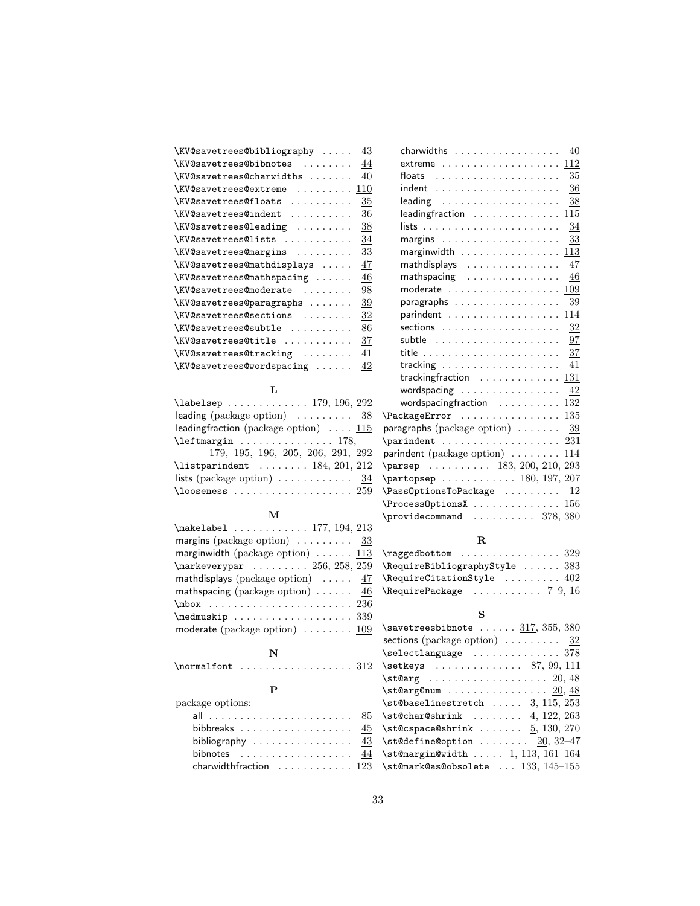\KV@savetrees@bibliography ..... 43
\KV@savetrees@bibnotes ........ 44
\KV@savetrees@charwidths ....... 40
\KV@savetrees@extreme ......... 110
\KV@savetrees@floats .......... 35
\KV@savetrees@indent .......... 36
\KV@savetrees@leading ......... 38
\KV@savetrees@lists ........... 34
\KV@savetrees@margins ......... 33
\KV@savetrees@mathdisplays ..... 47
\KV@savetrees@mathspacing ...... 46
\KV@savetrees@moderate ........ 98
\KV@savetrees@paragraphs ....... 39
\KV@savetrees@sections ........ 32
\KV@savetrees@subtle .......... 86
\KV@savetrees@title ........... 37
\KV@savetrees@tracking ........ 41
\KV@savetrees@wordspacing ...... 42

## L

\labelsep ............. 179, 196, 292
leading (package option) ......... 38
leadingfraction (package option) .... 115
\leftmargin ............... 178, 179, 195, 196, 205, 206, 291, 292
\listparindent ........ 184, 201, 212
lists (package option) ............ 34
\looseness .................. 259

## M

\makelabel ............ 177, 194, 213
margins (package option) ......... 33
marginwidth (package option) ...... 113
\markeverypar ......... 256, 258, 259
mathdisplays (package option) ..... 47
mathspacing (package option) ...... 46
\mbox ....................... 236
\medmuskip .................. 339
moderate (package option) ........ 109

## N

\normalfont .................. 312

## P

package options:
- all ....................... 85
- bibbreaks .................. 45
- bibliography ................ 43
- bibnotes .................. 44
- charwidthfraction ............ 123
- charwidths ................. 40
- extreme ................... 112
- floats .................... 35
- indent .................... 36
- leading ................... 38
- leadingfraction .............. 115
- lists ...................... 34
- margins ................... 33
- marginwidth ................ 113
- mathdisplays ............... 47
- mathspacing ............... 46
- moderate .................. 109
- paragraphs ................. 39
- parindent .................. 114
- sections ................... 32
- subtle .................... 97
- title ...................... 37
- tracking ................... 41
- trackingfraction ............. 131
- wordspacing ................ 42
- wordspacingfraction .......... 132

\PackageError ................ 135
paragraphs (package option) ....... 39
\parindent .................. 231
parindent (package option) ........ 114
\parsep .......... 183, 200, 210, 293
\partopsep ............ 180, 197, 207
\PassOptionsToPackage ......... 12
\ProcessOptionsX .............. 156
\providecommand .......... 378, 380

## R

\raggedbottom ................ 329
\RequireBibliographyStyle ...... 383
\RequireCitationStyle ......... 402
\RequirePackage ........... 7–9, 16

## S

\savetreesbibnote ...... 317, 355, 380
sections (package option) ......... 32
\selectlanguage .............. 378
\setkeys .............. 87, 99, 111
\st@arg ................... 20, 48
\st@arg@num ................ 20, 48
\st@baselinestretch ..... 3, 115, 253
\st@char@shrink ........ 4, 122, 263
\st@cspace@shrink ....... 5, 130, 270
\st@define@option ........ 20, 32–47
\st@margin@width ..... 1, 113, 161–164
\st@mark@as@obsolete ... 133, 145–155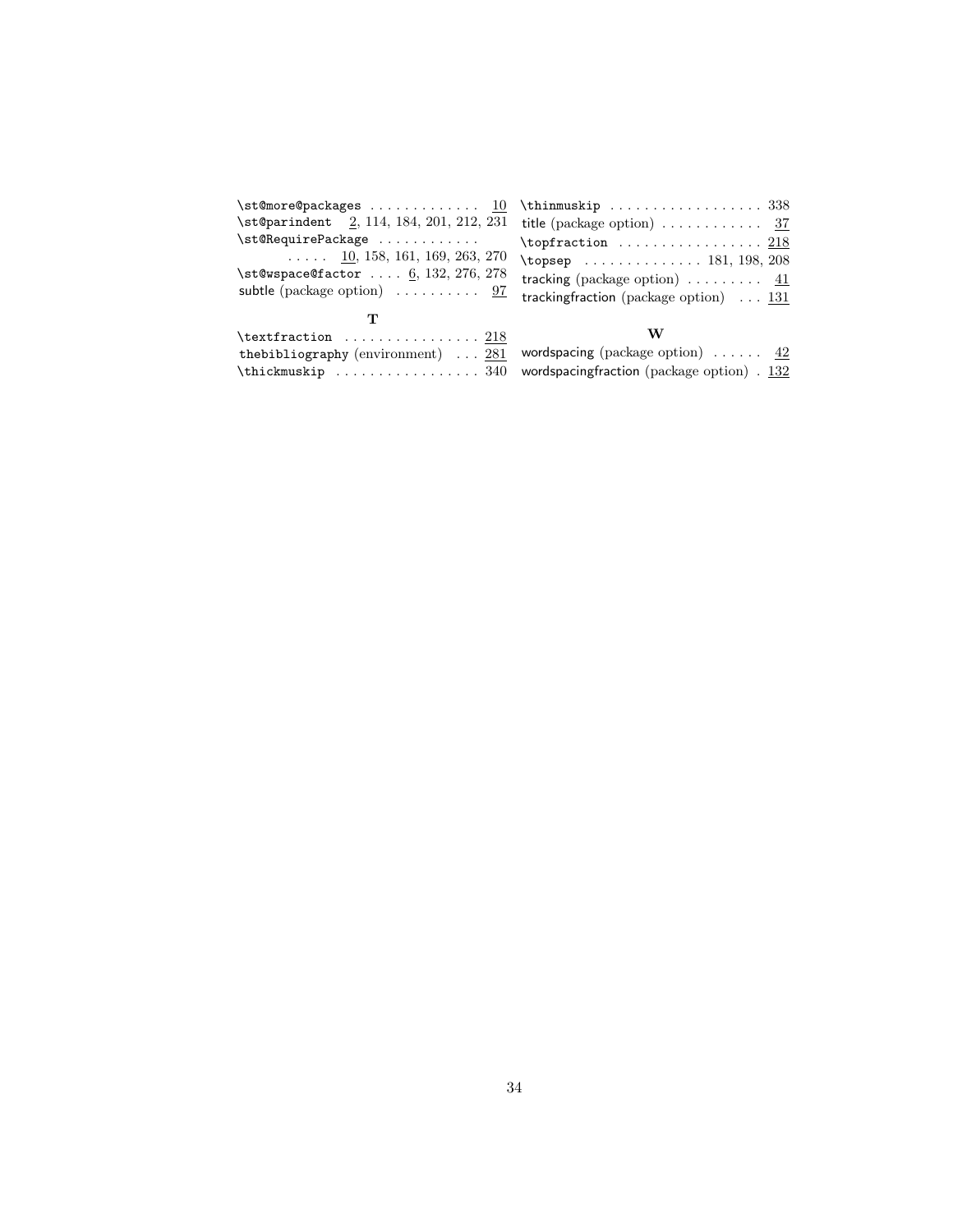\st@more@packages . . . . . . . . . . . . . 10
\st@parindent 2, 114, 184, 201, 212, 231
\st@RequirePackage . . . . . . . . . . . .
. . . . . 10, 158, 161, 169, 263, 270
\st@wspace@factor . . . . 6, 132, 276, 278
subtle (package option) . . . . . . . . . . 97

**T**

\textfraction . . . . . . . . . . . . . . . . 218
thebibliography (environment) . . . 281
\thickmuskip . . . . . . . . . . . . . . . . . 340
\thinmuskip . . . . . . . . . . . . . . . . . . 338
title (package option) . . . . . . . . . . . . 37
\topfraction . . . . . . . . . . . . . . . . . 218
\topsep . . . . . . . . . . . . . . 181, 198, 208
tracking (package option) . . . . . . . . . 41
trackingfraction (package option) . . . 131

**W**

wordspacing (package option) . . . . . . 42
wordspacingfraction (package option) . 132